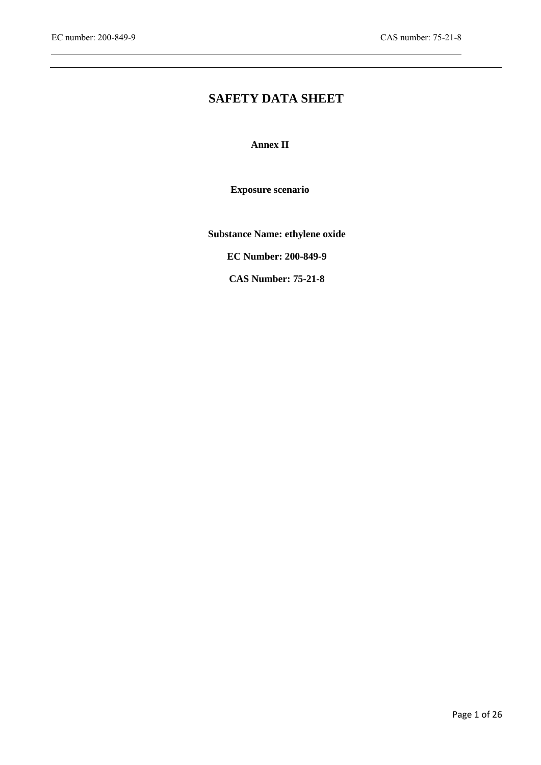# SAFETY DATA SHEET

**Annex II**

**Exposure scenario**

**Substance Name: ethylene oxide**

**EC Number: 200-849-9**

**CAS Number: 75-21-8**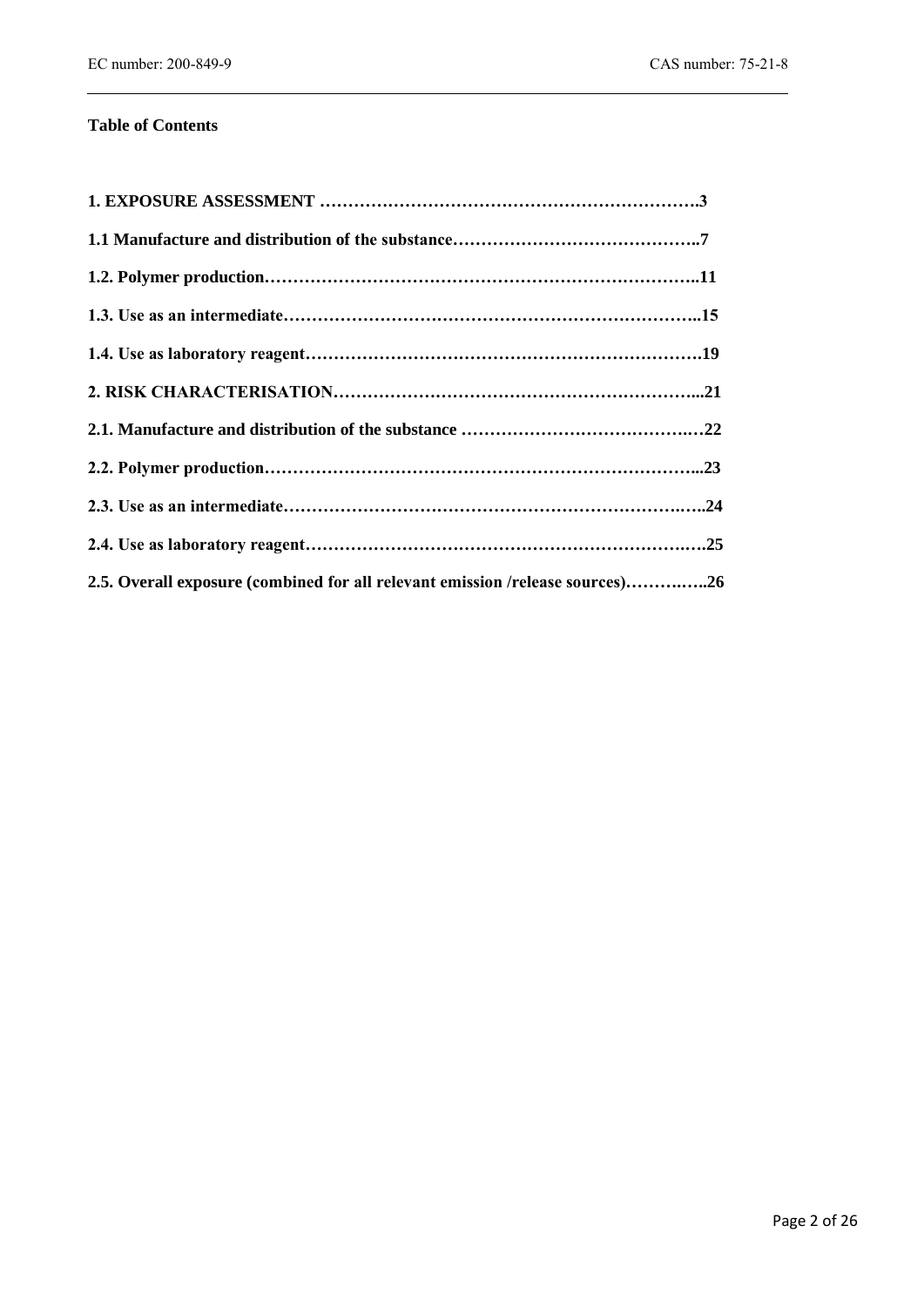**Table of Contents**

**1. EXPOSURE ASSESSMENT ………………………………………………………….3**

**1.1 Manufacture and distribution of the substance……………………………………..7**

**1.2. Polymer production………………………………………………………………..11**

**1.3. Use as an intermediate……………………………………………………………..15**

**1.4. Use as laboratory reagent………………………………………………………….19**

**2. RISK CHARACTERISATION………………………………………………………...21**

**2.1. Manufacture and distribution of the substance ……………………………………22**

**2.2. Polymer production………………………………………………………………...23**

**2.3. Use as an intermediate……………………………………………………………..24**

**2.4. Use as laboratory reagent…………………………………………………………..25**

**2.5. Overall exposure (combined for all relevant emission /release sources)………..26**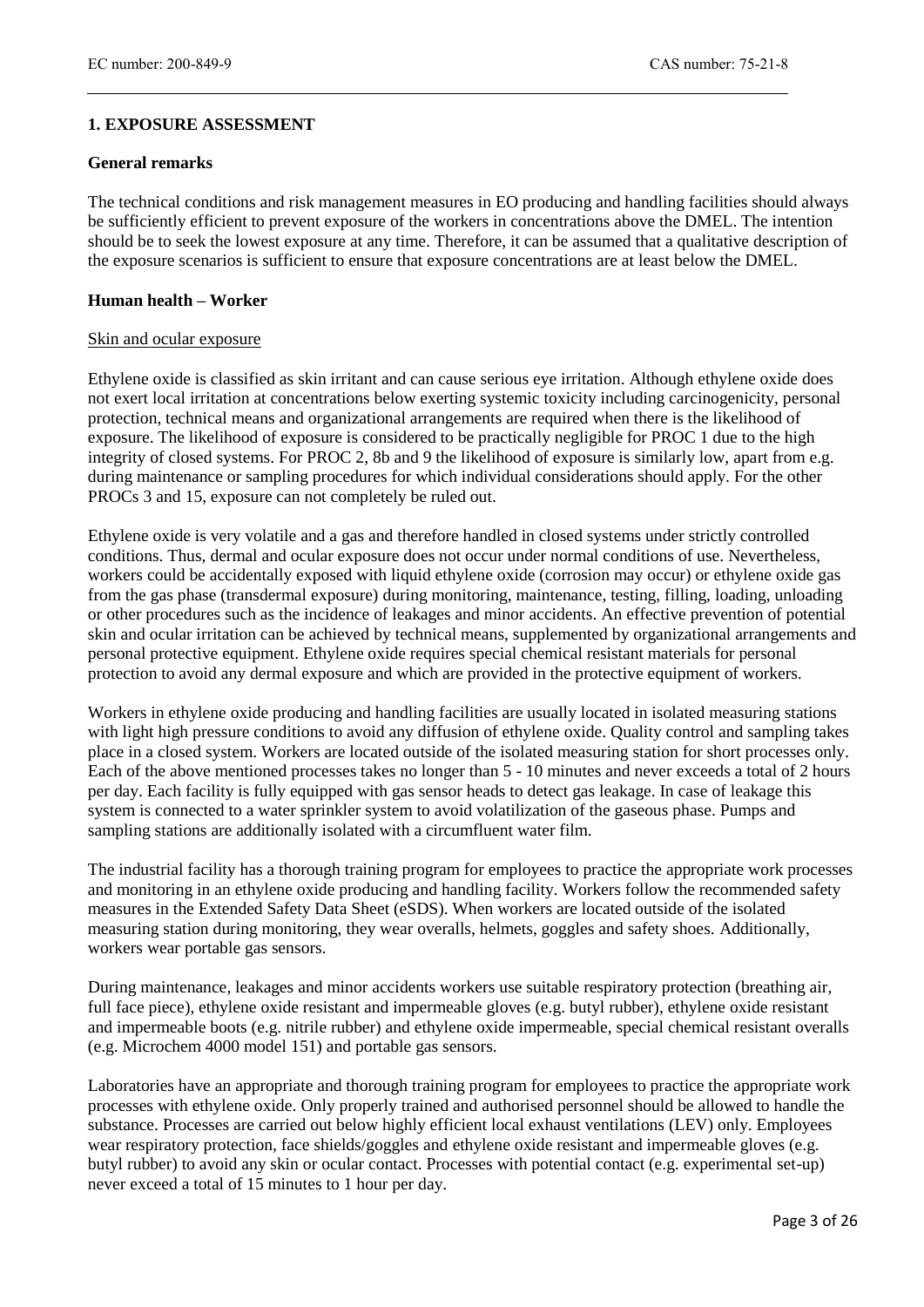## 1. EXPOSURE ASSESSMENT

### General remarks

The technical conditions and risk management measures in EO producing and handling facilities should always be sufficiently efficient to prevent exposure of the workers in concentrations above the DMEL. The intention should be to seek the lowest exposure at any time. Therefore, it can be assumed that a qualitative description of the exposure scenarios is sufficient to ensure that exposure concentrations are at least below the DMEL.

### Human health – Worker

Skin and ocular exposure

Ethylene oxide is classified as skin irritant and can cause serious eye irritation. Although ethylene oxide does not exert local irritation at concentrations below exerting systemic toxicity including carcinogenicity, personal protection, technical means and organizational arrangements are required when there is the likelihood of exposure. The likelihood of exposure is considered to be practically negligible for PROC 1 due to the high integrity of closed systems. For PROC 2, 8b and 9 the likelihood of exposure is similarly low, apart from e.g. during maintenance or sampling procedures for which individual considerations should apply. For the other PROCs 3 and 15, exposure can not completely be ruled out.

Ethylene oxide is very volatile and a gas and therefore handled in closed systems under strictly controlled conditions. Thus, dermal and ocular exposure does not occur under normal conditions of use. Nevertheless, workers could be accidentally exposed with liquid ethylene oxide (corrosion may occur) or ethylene oxide gas from the gas phase (transdermal exposure) during monitoring, maintenance, testing, filling, loading, unloading or other procedures such as the incidence of leakages and minor accidents. An effective prevention of potential skin and ocular irritation can be achieved by technical means, supplemented by organizational arrangements and personal protective equipment. Ethylene oxide requires special chemical resistant materials for personal protection to avoid any dermal exposure and which are provided in the protective equipment of workers.

Workers in ethylene oxide producing and handling facilities are usually located in isolated measuring stations with light high pressure conditions to avoid any diffusion of ethylene oxide. Quality control and sampling takes place in a closed system. Workers are located outside of the isolated measuring station for short processes only. Each of the above mentioned processes takes no longer than 5 - 10 minutes and never exceeds a total of 2 hours per day. Each facility is fully equipped with gas sensor heads to detect gas leakage. In case of leakage this system is connected to a water sprinkler system to avoid volatilization of the gaseous phase. Pumps and sampling stations are additionally isolated with a circumfluent water film.

The industrial facility has a thorough training program for employees to practice the appropriate work processes and monitoring in an ethylene oxide producing and handling facility. Workers follow the recommended safety measures in the Extended Safety Data Sheet (eSDS). When workers are located outside of the isolated measuring station during monitoring, they wear overalls, helmets, goggles and safety shoes. Additionally, workers wear portable gas sensors.

During maintenance, leakages and minor accidents workers use suitable respiratory protection (breathing air, full face piece), ethylene oxide resistant and impermeable gloves (e.g. butyl rubber), ethylene oxide resistant and impermeable boots (e.g. nitrile rubber) and ethylene oxide impermeable, special chemical resistant overalls (e.g. Microchem 4000 model 151) and portable gas sensors.

Laboratories have an appropriate and thorough training program for employees to practice the appropriate work processes with ethylene oxide. Only properly trained and authorised personnel should be allowed to handle the substance. Processes are carried out below highly efficient local exhaust ventilations (LEV) only. Employees wear respiratory protection, face shields/goggles and ethylene oxide resistant and impermeable gloves (e.g. butyl rubber) to avoid any skin or ocular contact. Processes with potential contact (e.g. experimental set-up) never exceed a total of 15 minutes to 1 hour per day.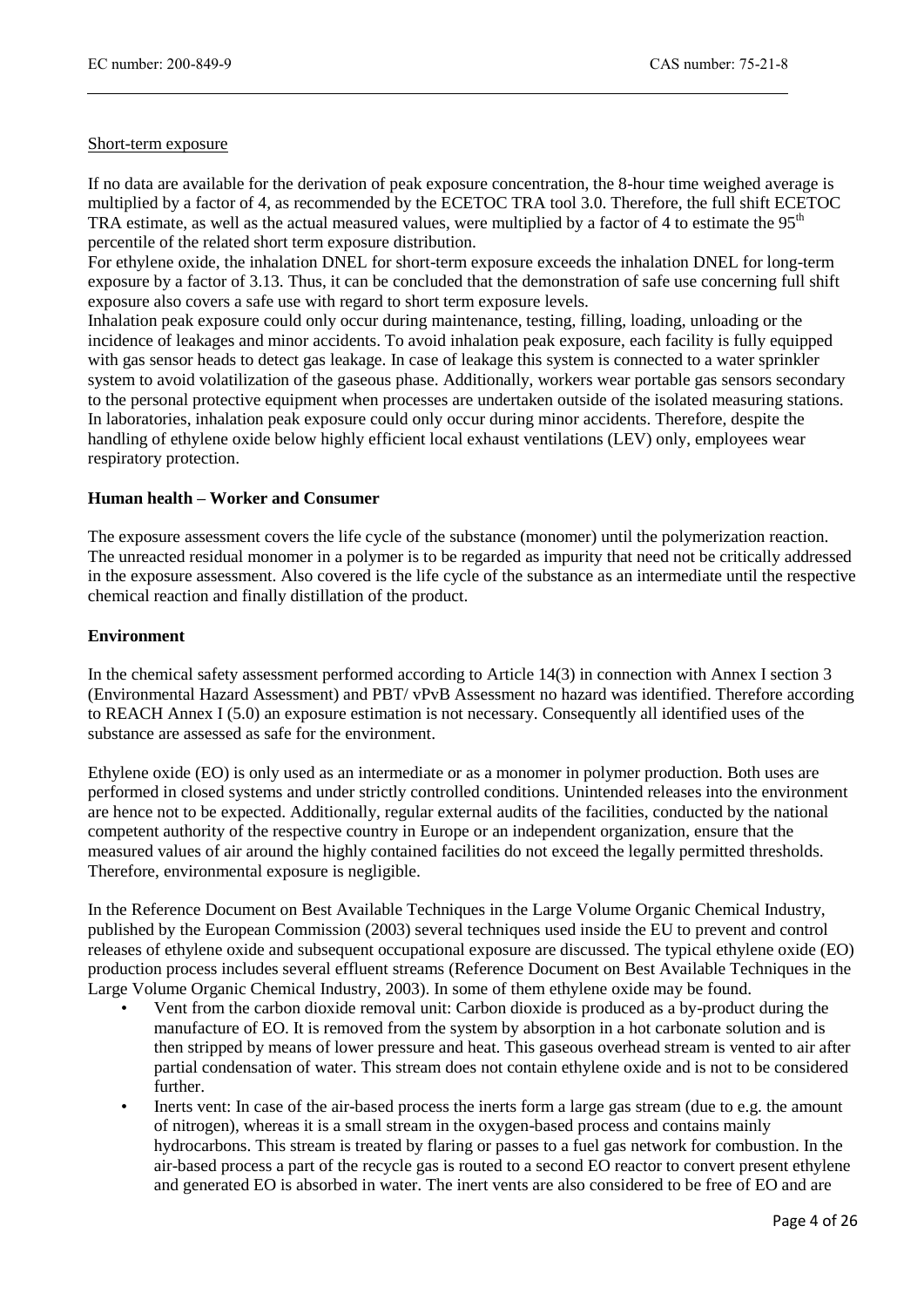Short-term exposure

If no data are available for the derivation of peak exposure concentration, the 8-hour time weighed average is multiplied by a factor of 4, as recommended by the ECETOC TRA tool 3.0. Therefore, the full shift ECETOC TRA estimate, as well as the actual measured values, were multiplied by a factor of 4 to estimate the 95$^{th}$ percentile of the related short term exposure distribution.

For ethylene oxide, the inhalation DNEL for short-term exposure exceeds the inhalation DNEL for long-term exposure by a factor of 3.13. Thus, it can be concluded that the demonstration of safe use concerning full shift exposure also covers a safe use with regard to short term exposure levels.

Inhalation peak exposure could only occur during maintenance, testing, filling, loading, unloading or the incidence of leakages and minor accidents. To avoid inhalation peak exposure, each facility is fully equipped with gas sensor heads to detect gas leakage. In case of leakage this system is connected to a water sprinkler system to avoid volatilization of the gaseous phase. Additionally, workers wear portable gas sensors secondary to the personal protective equipment when processes are undertaken outside of the isolated measuring stations. In laboratories, inhalation peak exposure could only occur during minor accidents. Therefore, despite the handling of ethylene oxide below highly efficient local exhaust ventilations (LEV) only, employees wear respiratory protection.

**Human health – Worker and Consumer**

The exposure assessment covers the life cycle of the substance (monomer) until the polymerization reaction. The unreacted residual monomer in a polymer is to be regarded as impurity that need not be critically addressed in the exposure assessment. Also covered is the life cycle of the substance as an intermediate until the respective chemical reaction and finally distillation of the product.

**Environment**

In the chemical safety assessment performed according to Article 14(3) in connection with Annex I section 3 (Environmental Hazard Assessment) and PBT/ vPvB Assessment no hazard was identified. Therefore according to REACH Annex I (5.0) an exposure estimation is not necessary. Consequently all identified uses of the substance are assessed as safe for the environment.

Ethylene oxide (EO) is only used as an intermediate or as a monomer in polymer production. Both uses are performed in closed systems and under strictly controlled conditions. Unintended releases into the environment are hence not to be expected. Additionally, regular external audits of the facilities, conducted by the national competent authority of the respective country in Europe or an independent organization, ensure that the measured values of air around the highly contained facilities do not exceed the legally permitted thresholds. Therefore, environmental exposure is negligible.

In the Reference Document on Best Available Techniques in the Large Volume Organic Chemical Industry, published by the European Commission (2003) several techniques used inside the EU to prevent and control releases of ethylene oxide and subsequent occupational exposure are discussed. The typical ethylene oxide (EO) production process includes several effluent streams (Reference Document on Best Available Techniques in the Large Volume Organic Chemical Industry, 2003). In some of them ethylene oxide may be found.

- Vent from the carbon dioxide removal unit: Carbon dioxide is produced as a by-product during the manufacture of EO. It is removed from the system by absorption in a hot carbonate solution and is then stripped by means of lower pressure and heat. This gaseous overhead stream is vented to air after partial condensation of water. This stream does not contain ethylene oxide and is not to be considered further.
- Inerts vent: In case of the air-based process the inerts form a large gas stream (due to e.g. the amount of nitrogen), whereas it is a small stream in the oxygen-based process and contains mainly hydrocarbons. This stream is treated by flaring or passes to a fuel gas network for combustion. In the air-based process a part of the recycle gas is routed to a second EO reactor to convert present ethylene and generated EO is absorbed in water. The inert vents are also considered to be free of EO and are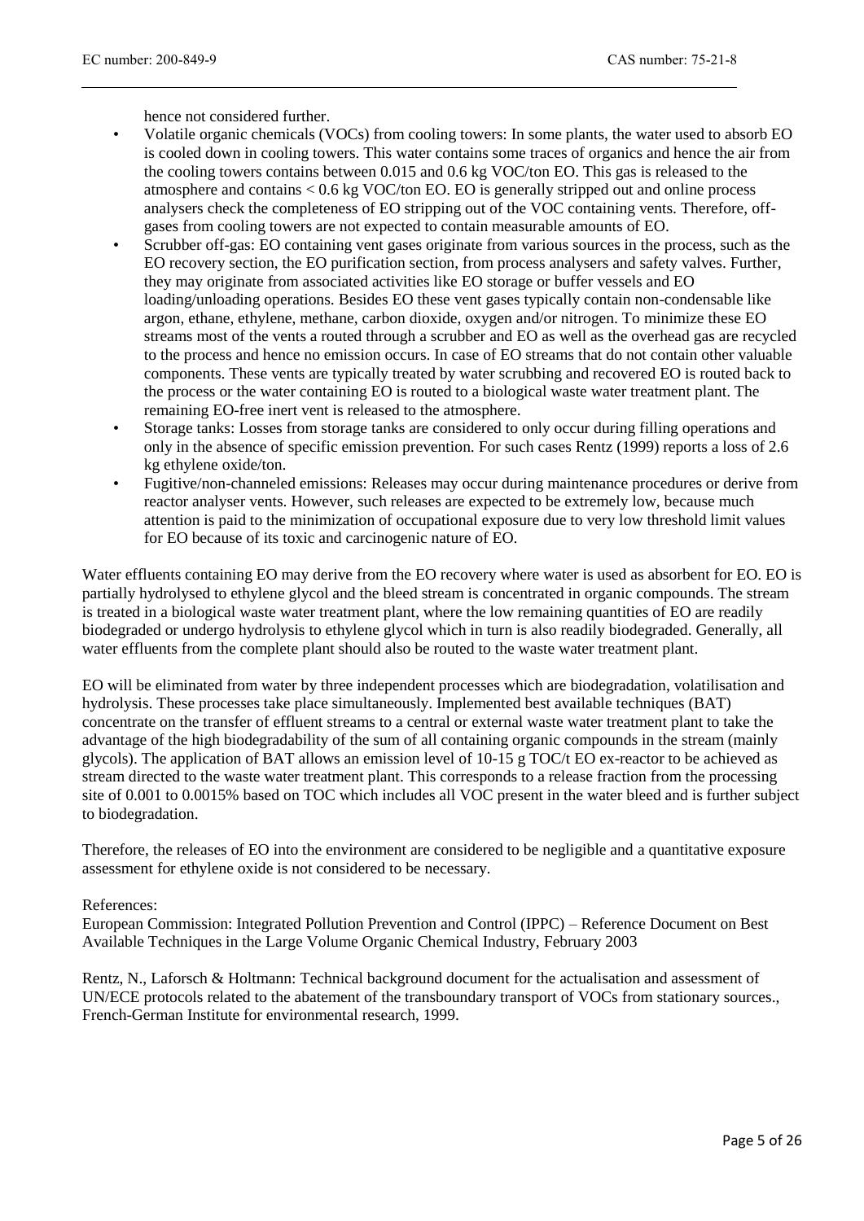hence not considered further.

- Volatile organic chemicals (VOCs) from cooling towers: In some plants, the water used to absorb EO is cooled down in cooling towers. This water contains some traces of organics and hence the air from the cooling towers contains between 0.015 and 0.6 kg VOC/ton EO. This gas is released to the atmosphere and contains < 0.6 kg VOC/ton EO. EO is generally stripped out and online process analysers check the completeness of EO stripping out of the VOC containing vents. Therefore, off-gases from cooling towers are not expected to contain measurable amounts of EO.
- Scrubber off-gas: EO containing vent gases originate from various sources in the process, such as the EO recovery section, the EO purification section, from process analysers and safety valves. Further, they may originate from associated activities like EO storage or buffer vessels and EO loading/unloading operations. Besides EO these vent gases typically contain non-condensable like argon, ethane, ethylene, methane, carbon dioxide, oxygen and/or nitrogen. To minimize these EO streams most of the vents a routed through a scrubber and EO as well as the overhead gas are recycled to the process and hence no emission occurs. In case of EO streams that do not contain other valuable components. These vents are typically treated by water scrubbing and recovered EO is routed back to the process or the water containing EO is routed to a biological waste water treatment plant. The remaining EO-free inert vent is released to the atmosphere.
- Storage tanks: Losses from storage tanks are considered to only occur during filling operations and only in the absence of specific emission prevention. For such cases Rentz (1999) reports a loss of 2.6 kg ethylene oxide/ton.
- Fugitive/non-channeled emissions: Releases may occur during maintenance procedures or derive from reactor analyser vents. However, such releases are expected to be extremely low, because much attention is paid to the minimization of occupational exposure due to very low threshold limit values for EO because of its toxic and carcinogenic nature of EO.

Water effluents containing EO may derive from the EO recovery where water is used as absorbent for EO. EO is partially hydrolysed to ethylene glycol and the bleed stream is concentrated in organic compounds. The stream is treated in a biological waste water treatment plant, where the low remaining quantities of EO are readily biodegraded or undergo hydrolysis to ethylene glycol which in turn is also readily biodegraded. Generally, all water effluents from the complete plant should also be routed to the waste water treatment plant.

EO will be eliminated from water by three independent processes which are biodegradation, volatilisation and hydrolysis. These processes take place simultaneously. Implemented best available techniques (BAT) concentrate on the transfer of effluent streams to a central or external waste water treatment plant to take the advantage of the high biodegradability of the sum of all containing organic compounds in the stream (mainly glycols). The application of BAT allows an emission level of 10-15 g TOC/t EO ex-reactor to be achieved as stream directed to the waste water treatment plant. This corresponds to a release fraction from the processing site of 0.001 to 0.0015% based on TOC which includes all VOC present in the water bleed and is further subject to biodegradation.

Therefore, the releases of EO into the environment are considered to be negligible and a quantitative exposure assessment for ethylene oxide is not considered to be necessary.

References:

European Commission: Integrated Pollution Prevention and Control (IPPC) – Reference Document on Best Available Techniques in the Large Volume Organic Chemical Industry, February 2003

Rentz, N., Laforsch & Holtmann: Technical background document for the actualisation and assessment of UN/ECE protocols related to the abatement of the transboundary transport of VOCs from stationary sources., French-German Institute for environmental research, 1999.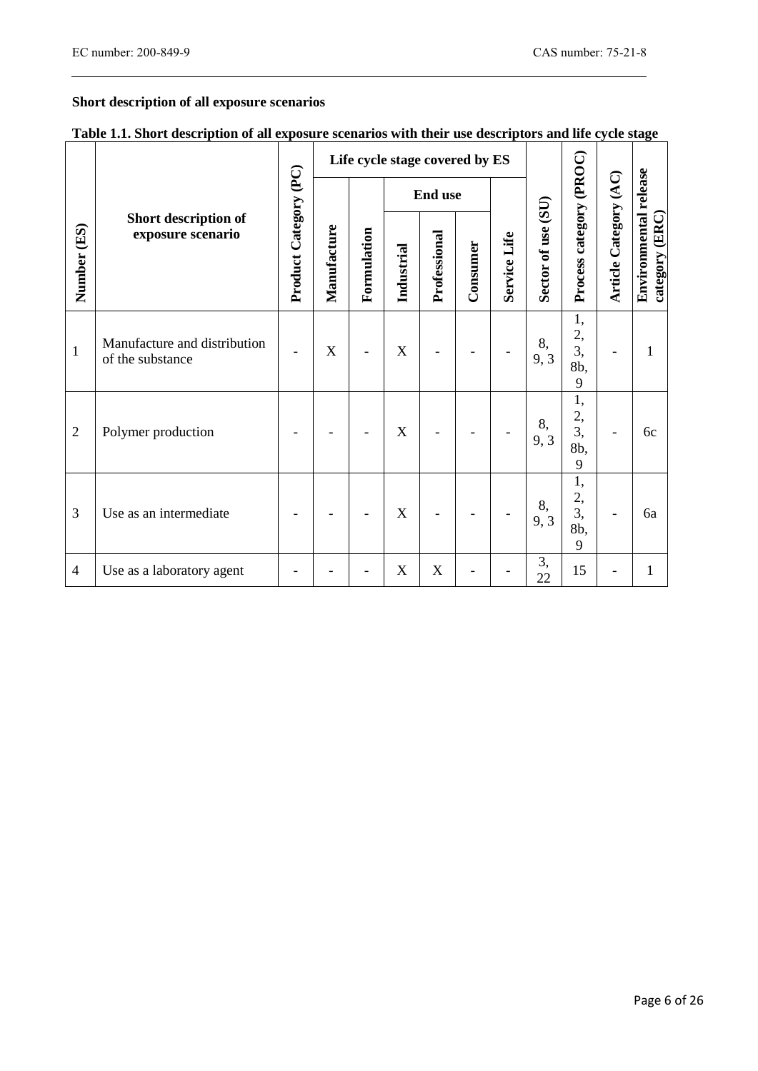**Short description of all exposure scenarios**

**Table 1.1. Short description of all exposure scenarios with their use descriptors and life cycle stage**

| Number (ES) | Short description of exposure scenario | Product Category (PC) | Life cycle stage covered by ES | | | | | | Sector of use (SU) | Process category (PROC) | Article Category (AC) | Environmental release category (ERC) |
|---|---|---|---|---|---|---|---|---|---|---|---|---|
| | | | Manufacture | Formulation | End use | | | Service Life | | | | |
| | | | | | Industrial | Professional | Consumer | | | | | |
| 1 | Manufacture and distribution of the substance | - | X | - | X | - | - | - | 8, 9, 3 | 1, 2, 3, 8b, 9 | - | 1 |
| 2 | Polymer production | - | - | - | X | - | - | - | 8, 9, 3 | 1, 2, 3, 8b, 9 | - | 6c |
| 3 | Use as an intermediate | - | - | - | X | - | - | - | 8, 9, 3 | 1, 2, 3, 8b, 9 | - | 6a |
| 4 | Use as a laboratory agent | - | - | - | X | X | - | - | 3, 22 | 15 | - | 1 |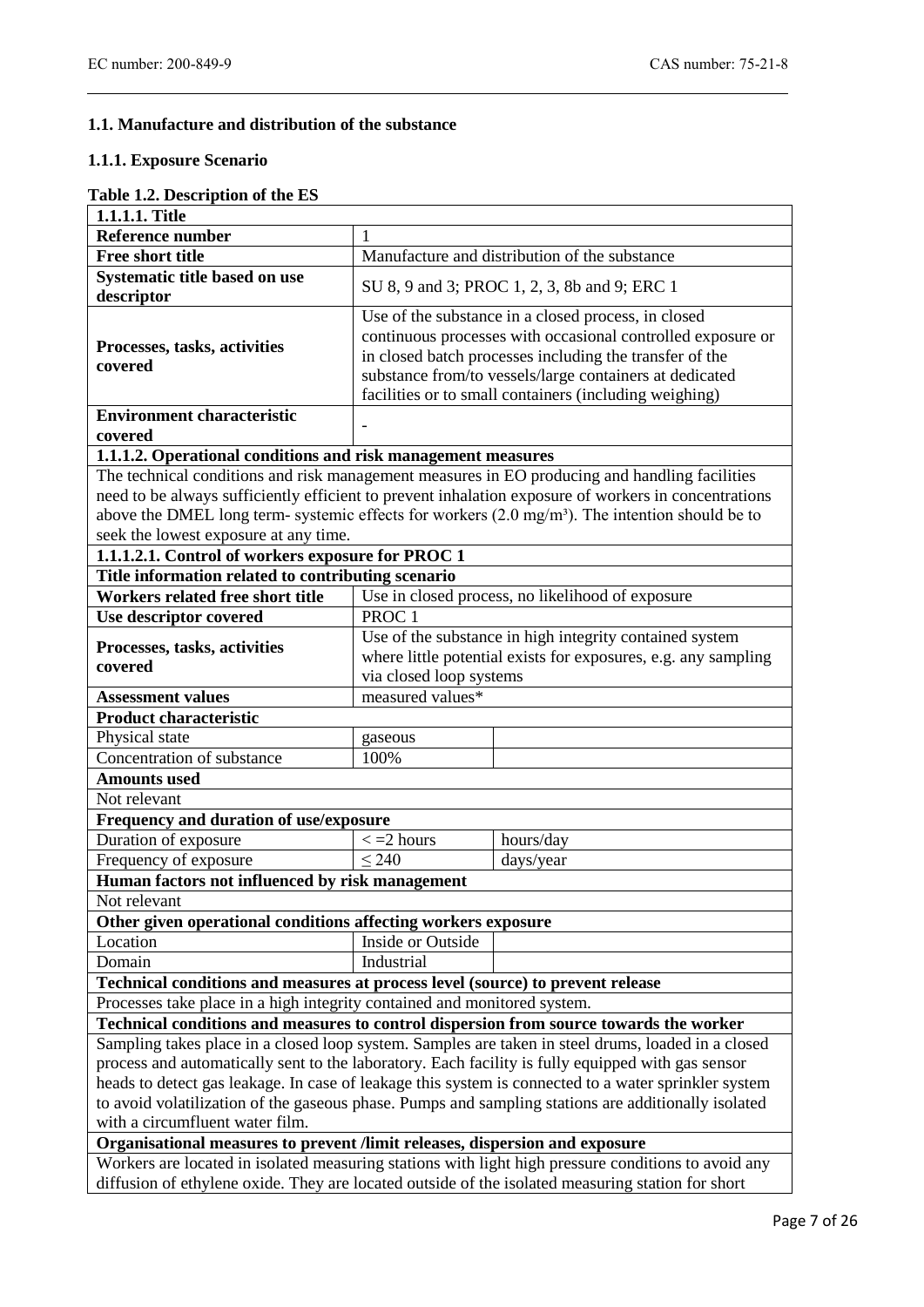## 1.1. Manufacture and distribution of the substance

### 1.1.1. Exposure Scenario

**Table 1.2. Description of the ES**

| **1.1.1.1. Title** | | |
|---|---|---|
| **Reference number** | 1 | |
| **Free short title** | Manufacture and distribution of the substance | |
| **Systematic title based on use descriptor** | SU 8, 9 and 3; PROC 1, 2, 3, 8b and 9; ERC 1 | |
| **Processes, tasks, activities covered** | Use of the substance in a closed process, in closed continuous processes with occasional controlled exposure or in closed batch processes including the transfer of the substance from/to vessels/large containers at dedicated facilities or to small containers (including weighing) | |
| **Environment characteristic covered** | - | |
| **1.1.1.2. Operational conditions and risk management measures** | | |
| The technical conditions and risk management measures in EO producing and handling facilities need to be always sufficiently efficient to prevent inhalation exposure of workers in concentrations above the DMEL long term- systemic effects for workers (2.0 mg/m³). The intention should be to seek the lowest exposure at any time. | | |
| **1.1.1.2.1. Control of workers exposure for PROC 1** | | |
| **Title information related to contributing scenario** | | |
| **Workers related free short title** | Use in closed process, no likelihood of exposure | |
| **Use descriptor covered** | PROC 1 | |
| **Processes, tasks, activities covered** | Use of the substance in high integrity contained system where little potential exists for exposures, e.g. any sampling via closed loop systems | |
| **Assessment values** | measured values* | |
| **Product characteristic** | | |
| Physical state | gaseous | |
| Concentration of substance | 100% | |
| **Amounts used** | | |
| Not relevant | | |
| **Frequency and duration of use/exposure** | | |
| Duration of exposure | < =2 hours | hours/day |
| Frequency of exposure | ≤ 240 | days/year |
| **Human factors not influenced by risk management** | | |
| Not relevant | | |
| **Other given operational conditions affecting workers exposure** | | |
| Location | Inside or Outside | |
| Domain | Industrial | |
| **Technical conditions and measures at process level (source) to prevent release** | | |
| Processes take place in a high integrity contained and monitored system. | | |
| **Technical conditions and measures to control dispersion from source towards the worker** | | |
| Sampling takes place in a closed loop system. Samples are taken in steel drums, loaded in a closed process and automatically sent to the laboratory. Each facility is fully equipped with gas sensor heads to detect gas leakage. In case of leakage this system is connected to a water sprinkler system to avoid volatilization of the gaseous phase. Pumps and sampling stations are additionally isolated with a circumfluent water film. | | |
| **Organisational measures to prevent /limit releases, dispersion and exposure** | | |
| Workers are located in isolated measuring stations with light high pressure conditions to avoid any diffusion of ethylene oxide. They are located outside of the isolated measuring station for short | | |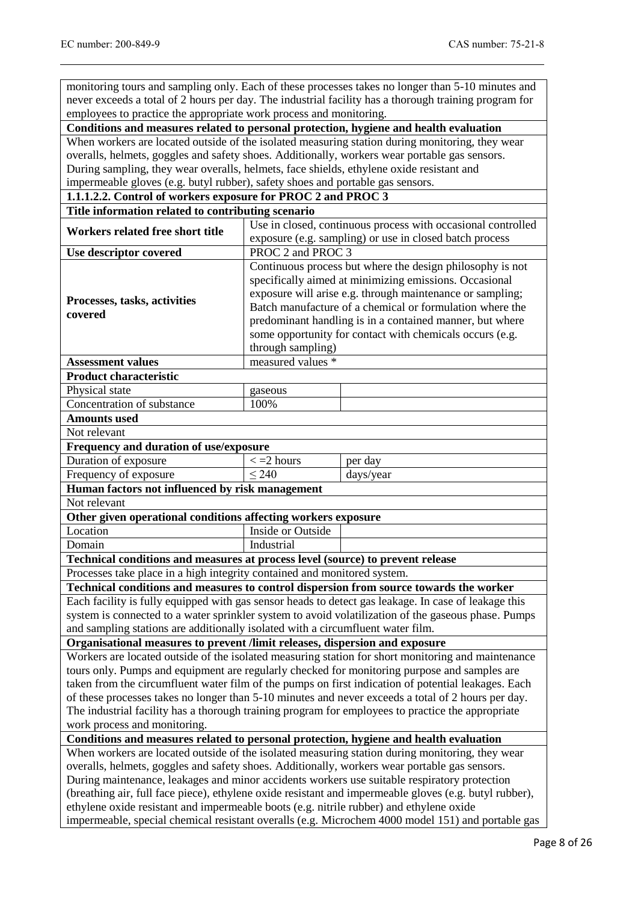| monitoring tours and sampling only. Each of these processes takes no longer than 5-10 minutes and never exceeds a total of 2 hours per day. The industrial facility has a thorough training program for employees to practice the appropriate work process and monitoring. | | |
|---|---|---|
| **Conditions and measures related to personal protection, hygiene and health evaluation** | | |
| When workers are located outside of the isolated measuring station during monitoring, they wear overalls, helmets, goggles and safety shoes. Additionally, workers wear portable gas sensors. During sampling, they wear overalls, helmets, face shields, ethylene oxide resistant and impermeable gloves (e.g. butyl rubber), safety shoes and portable gas sensors. | | |
| **1.1.1.2.2. Control of workers exposure for PROC 2 and PROC 3** | | |
| **Title information related to contributing scenario** | | |
| **Workers related free short title** | Use in closed, continuous process with occasional controlled exposure (e.g. sampling) or use in closed batch process | |
| **Use descriptor covered** | PROC 2 and PROC 3 | |
| **Processes, tasks, activities covered** | Continuous process but where the design philosophy is not specifically aimed at minimizing emissions. Occasional exposure will arise e.g. through maintenance or sampling; Batch manufacture of a chemical or formulation where the predominant handling is in a contained manner, but where some opportunity for contact with chemicals occurs (e.g. through sampling) | |
| **Assessment values** | measured values * | |
| **Product characteristic** | | |
| Physical state | gaseous | |
| Concentration of substance | 100% | |
| **Amounts used** | | |
| Not relevant | | |
| **Frequency and duration of use/exposure** | | |
| Duration of exposure | < =2 hours | per day |
| Frequency of exposure | ≤ 240 | days/year |
| **Human factors not influenced by risk management** | | |
| Not relevant | | |
| **Other given operational conditions affecting workers exposure** | | |
| Location | Inside or Outside | |
| Domain | Industrial | |
| **Technical conditions and measures at process level (source) to prevent release** | | |
| Processes take place in a high integrity contained and monitored system. | | |
| **Technical conditions and measures to control dispersion from source towards the worker** | | |
| Each facility is fully equipped with gas sensor heads to detect gas leakage. In case of leakage this system is connected to a water sprinkler system to avoid volatilization of the gaseous phase. Pumps and sampling stations are additionally isolated with a circumfluent water film. | | |
| **Organisational measures to prevent /limit releases, dispersion and exposure** | | |
| Workers are located outside of the isolated measuring station for short monitoring and maintenance tours only. Pumps and equipment are regularly checked for monitoring purpose and samples are taken from the circumfluent water film of the pumps on first indication of potential leakages. Each of these processes takes no longer than 5-10 minutes and never exceeds a total of 2 hours per day. The industrial facility has a thorough training program for employees to practice the appropriate work process and monitoring. | | |
| **Conditions and measures related to personal protection, hygiene and health evaluation** | | |
| When workers are located outside of the isolated measuring station during monitoring, they wear overalls, helmets, goggles and safety shoes. Additionally, workers wear portable gas sensors. During maintenance, leakages and minor accidents workers use suitable respiratory protection (breathing air, full face piece), ethylene oxide resistant and impermeable gloves (e.g. butyl rubber), ethylene oxide resistant and impermeable boots (e.g. nitrile rubber) and ethylene oxide impermeable, special chemical resistant overalls (e.g. Microchem 4000 model 151) and portable gas | | |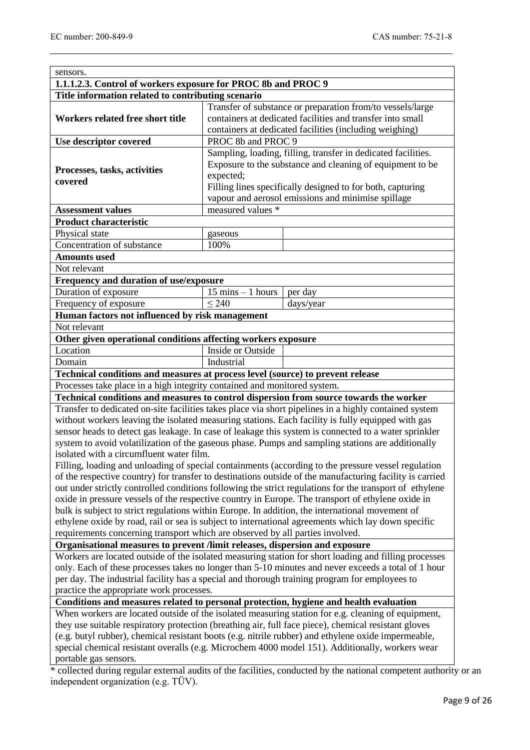| sensors. | | |
|---|---|---|
| **1.1.1.2.3. Control of workers exposure for PROC 8b and PROC 9** | | |
| **Title information related to contributing scenario** | | |
| **Workers related free short title** | Transfer of substance or preparation from/to vessels/large containers at dedicated facilities and transfer into small containers at dedicated facilities (including weighing) | |
| **Use descriptor covered** | PROC 8b and PROC 9 | |
| **Processes, tasks, activities covered** | Sampling, loading, filling, transfer in dedicated facilities. Exposure to the substance and cleaning of equipment to be expected; Filling lines specifically designed to for both, capturing vapour and aerosol emissions and minimise spillage | |
| **Assessment values** | measured values * | |
| **Product characteristic** | | |
| Physical state | gaseous | |
| Concentration of substance | 100% | |
| **Amounts used** | | |
| Not relevant | | |
| **Frequency and duration of use/exposure** | | |
| Duration of exposure | 15 mins – 1 hours | per day |
| Frequency of exposure | ≤ 240 | days/year |
| **Human factors not influenced by risk management** | | |
| Not relevant | | |
| **Other given operational conditions affecting workers exposure** | | |
| Location | Inside or Outside | |
| Domain | Industrial | |
| **Technical conditions and measures at process level (source) to prevent release** | | |
| Processes take place in a high integrity contained and monitored system. | | |
| **Technical conditions and measures to control dispersion from source towards the worker** | | |
| Transfer to dedicated on-site facilities takes place via short pipelines in a highly contained system without workers leaving the isolated measuring stations. Each facility is fully equipped with gas sensor heads to detect gas leakage. In case of leakage this system is connected to a water sprinkler system to avoid volatilization of the gaseous phase. Pumps and sampling stations are additionally isolated with a circumfluent water film. Filling, loading and unloading of special containments (according to the pressure vessel regulation of the respective country) for transfer to destinations outside of the manufacturing facility is carried out under strictly controlled conditions following the strict regulations for the transport of ethylene oxide in pressure vessels of the respective country in Europe. The transport of ethylene oxide in bulk is subject to strict regulations within Europe. In addition, the international movement of ethylene oxide by road, rail or sea is subject to international agreements which lay down specific requirements concerning transport which are observed by all parties involved. | | |
| **Organisational measures to prevent /limit releases, dispersion and exposure** | | |
| Workers are located outside of the isolated measuring station for short loading and filling processes only. Each of these processes takes no longer than 5-10 minutes and never exceeds a total of 1 hour per day. The industrial facility has a special and thorough training program for employees to practice the appropriate work processes. | | |
| **Conditions and measures related to personal protection, hygiene and health evaluation** | | |
| When workers are located outside of the isolated measuring station for e.g. cleaning of equipment, they use suitable respiratory protection (breathing air, full face piece), chemical resistant gloves (e.g. butyl rubber), chemical resistant boots (e.g. nitrile rubber) and ethylene oxide impermeable, special chemical resistant overalls (e.g. Microchem 4000 model 151). Additionally, workers wear portable gas sensors. | | |

* collected during regular external audits of the facilities, conducted by the national competent authority or an independent organization (e.g. TÜV).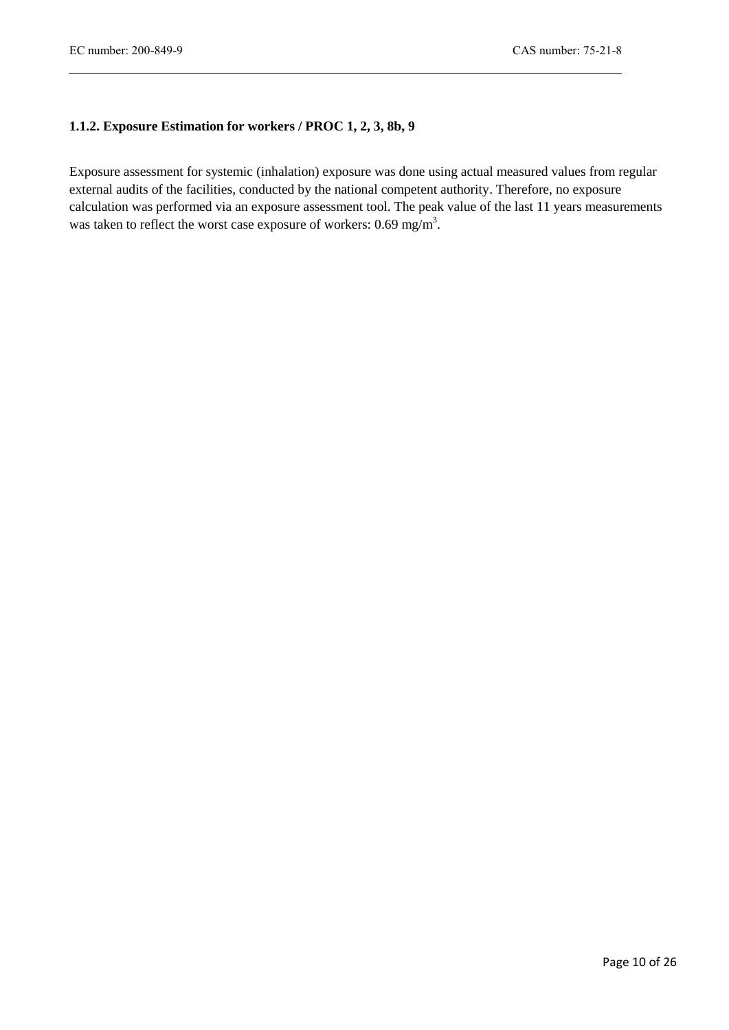### 1.1.2. Exposure Estimation for workers / PROC 1, 2, 3, 8b, 9

Exposure assessment for systemic (inhalation) exposure was done using actual measured values from regular external audits of the facilities, conducted by the national competent authority. Therefore, no exposure calculation was performed via an exposure assessment tool. The peak value of the last 11 years measurements was taken to reflect the worst case exposure of workers: 0.69 $mg/m^3$.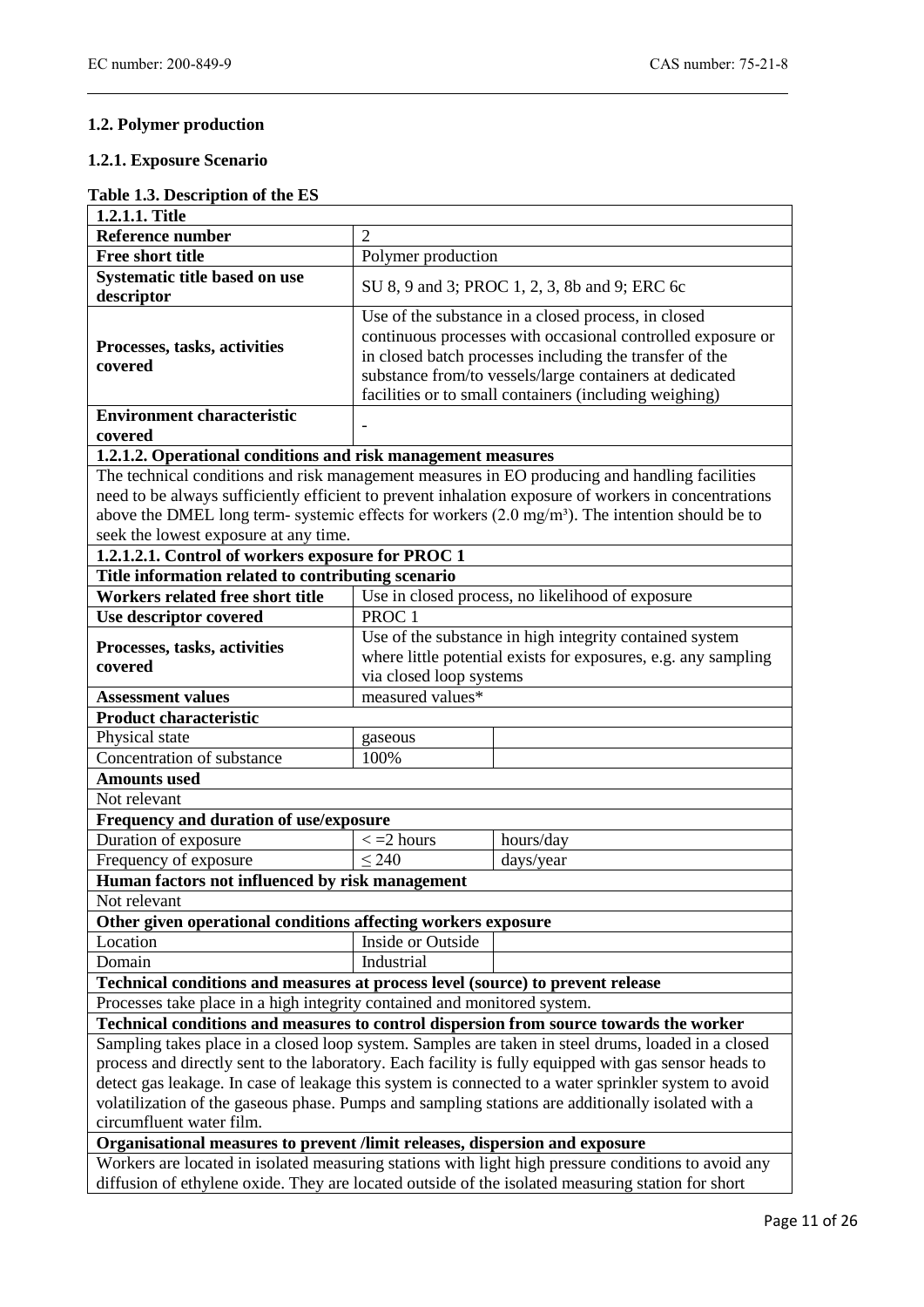## 1.2. Polymer production

### 1.2.1. Exposure Scenario

**Table 1.3. Description of the ES**

| **1.2.1.1. Title** | | |
|---|---|---|
| **Reference number** | 2 | |
| **Free short title** | Polymer production | |
| **Systematic title based on use descriptor** | SU 8, 9 and 3; PROC 1, 2, 3, 8b and 9; ERC 6c | |
| **Processes, tasks, activities covered** | Use of the substance in a closed process, in closed continuous processes with occasional controlled exposure or in closed batch processes including the transfer of the substance from/to vessels/large containers at dedicated facilities or to small containers (including weighing) | |
| **Environment characteristic covered** | - | |
| **1.2.1.2. Operational conditions and risk management measures** | | |
| The technical conditions and risk management measures in EO producing and handling facilities need to be always sufficiently efficient to prevent inhalation exposure of workers in concentrations above the DMEL long term- systemic effects for workers (2.0 mg/m³). The intention should be to seek the lowest exposure at any time. | | |
| **1.2.1.2.1. Control of workers exposure for PROC 1** | | |
| **Title information related to contributing scenario** | | |
| **Workers related free short title** | Use in closed process, no likelihood of exposure | |
| **Use descriptor covered** | PROC 1 | |
| **Processes, tasks, activities covered** | Use of the substance in high integrity contained system where little potential exists for exposures, e.g. any sampling via closed loop systems | |
| **Assessment values** | measured values* | |
| **Product characteristic** | | |
| Physical state | gaseous | |
| Concentration of substance | 100% | |
| **Amounts used** | | |
| Not relevant | | |
| **Frequency and duration of use/exposure** | | |
| Duration of exposure | < =2 hours | hours/day |
| Frequency of exposure | ≤ 240 | days/year |
| **Human factors not influenced by risk management** | | |
| Not relevant | | |
| **Other given operational conditions affecting workers exposure** | | |
| Location | Inside or Outside | |
| Domain | Industrial | |
| **Technical conditions and measures at process level (source) to prevent release** | | |
| Processes take place in a high integrity contained and monitored system. | | |
| **Technical conditions and measures to control dispersion from source towards the worker** | | |
| Sampling takes place in a closed loop system. Samples are taken in steel drums, loaded in a closed process and directly sent to the laboratory. Each facility is fully equipped with gas sensor heads to detect gas leakage. In case of leakage this system is connected to a water sprinkler system to avoid volatilization of the gaseous phase. Pumps and sampling stations are additionally isolated with a circumfluent water film. | | |
| **Organisational measures to prevent /limit releases, dispersion and exposure** | | |
| Workers are located in isolated measuring stations with light high pressure conditions to avoid any diffusion of ethylene oxide. They are located outside of the isolated measuring station for short | | |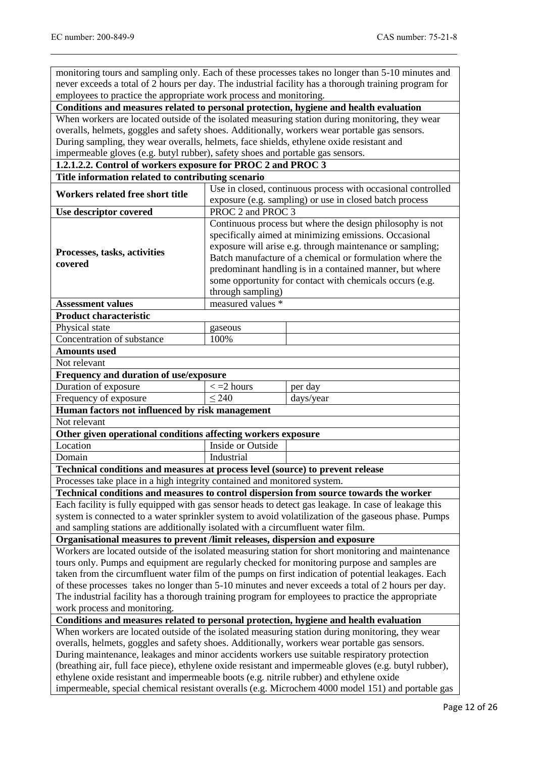| | | |
|---|---|---|
| monitoring tours and sampling only. Each of these processes takes no longer than 5-10 minutes and never exceeds a total of 2 hours per day. The industrial facility has a thorough training program for employees to practice the appropriate work process and monitoring. | | |
| **Conditions and measures related to personal protection, hygiene and health evaluation** | | |
| When workers are located outside of the isolated measuring station during monitoring, they wear overalls, helmets, goggles and safety shoes. Additionally, workers wear portable gas sensors. During sampling, they wear overalls, helmets, face shields, ethylene oxide resistant and impermeable gloves (e.g. butyl rubber), safety shoes and portable gas sensors. | | |
| **1.2.1.2.2. Control of workers exposure for PROC 2 and PROC 3** | | |
| **Title information related to contributing scenario** | | |
| **Workers related free short title** | Use in closed, continuous process with occasional controlled exposure (e.g. sampling) or use in closed batch process | |
| **Use descriptor covered** | PROC 2 and PROC 3 | |
| **Processes, tasks, activities covered** | Continuous process but where the design philosophy is not specifically aimed at minimizing emissions. Occasional exposure will arise e.g. through maintenance or sampling; Batch manufacture of a chemical or formulation where the predominant handling is in a contained manner, but where some opportunity for contact with chemicals occurs (e.g. through sampling) | |
| **Assessment values** | measured values * | |
| **Product characteristic** | | |
| Physical state | gaseous | |
| Concentration of substance | 100% | |
| **Amounts used** | | |
| Not relevant | | |
| **Frequency and duration of use/exposure** | | |
| Duration of exposure | < =2 hours | per day |
| Frequency of exposure | ≤ 240 | days/year |
| **Human factors not influenced by risk management** | | |
| Not relevant | | |
| **Other given operational conditions affecting workers exposure** | | |
| Location | Inside or Outside | |
| Domain | Industrial | |
| **Technical conditions and measures at process level (source) to prevent release** | | |
| Processes take place in a high integrity contained and monitored system. | | |
| **Technical conditions and measures to control dispersion from source towards the worker** | | |
| Each facility is fully equipped with gas sensor heads to detect gas leakage. In case of leakage this system is connected to a water sprinkler system to avoid volatilization of the gaseous phase. Pumps and sampling stations are additionally isolated with a circumfluent water film. | | |
| **Organisational measures to prevent /limit releases, dispersion and exposure** | | |
| Workers are located outside of the isolated measuring station for short monitoring and maintenance tours only. Pumps and equipment are regularly checked for monitoring purpose and samples are taken from the circumfluent water film of the pumps on first indication of potential leakages. Each of these processes takes no longer than 5-10 minutes and never exceeds a total of 2 hours per day. The industrial facility has a thorough training program for employees to practice the appropriate work process and monitoring. | | |
| **Conditions and measures related to personal protection, hygiene and health evaluation** | | |
| When workers are located outside of the isolated measuring station during monitoring, they wear overalls, helmets, goggles and safety shoes. Additionally, workers wear portable gas sensors. During maintenance, leakages and minor accidents workers use suitable respiratory protection (breathing air, full face piece), ethylene oxide resistant and impermeable gloves (e.g. butyl rubber), ethylene oxide resistant and impermeable boots (e.g. nitrile rubber) and ethylene oxide impermeable, special chemical resistant overalls (e.g. Microchem 4000 model 151) and portable gas | | |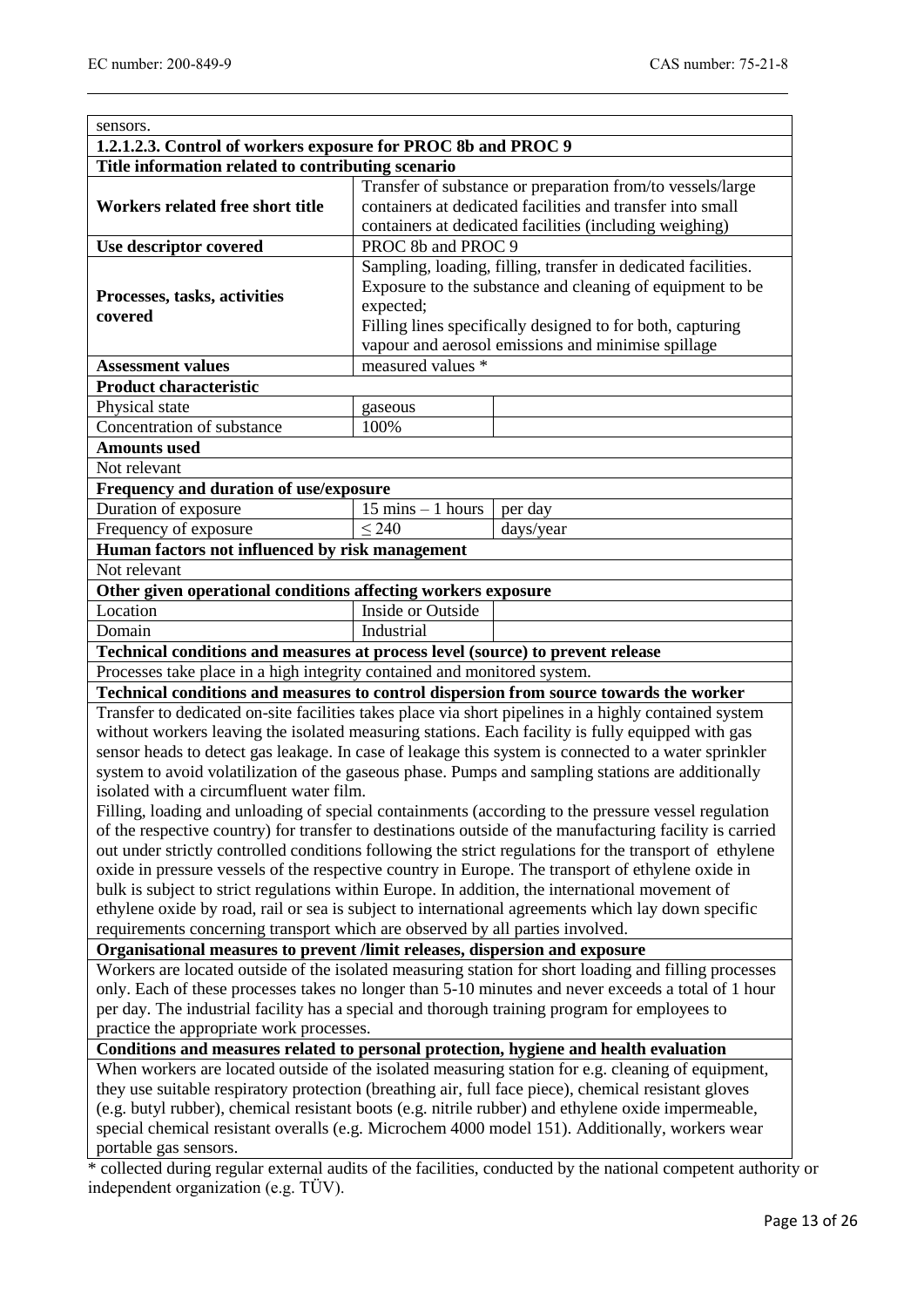| | | |
|---|---|---|
| sensors. | | |
| **1.2.1.2.3. Control of workers exposure for PROC 8b and PROC 9** | | |
| **Title information related to contributing scenario** | | |
| **Workers related free short title** | Transfer of substance or preparation from/to vessels/large containers at dedicated facilities and transfer into small containers at dedicated facilities (including weighing) | |
| **Use descriptor covered** | PROC 8b and PROC 9 | |
| **Processes, tasks, activities covered** | Sampling, loading, filling, transfer in dedicated facilities. Exposure to the substance and cleaning of equipment to be expected;<br>Filling lines specifically designed to for both, capturing vapour and aerosol emissions and minimise spillage | |
| **Assessment values** | measured values * | |
| **Product characteristic** | | |
| Physical state | gaseous | |
| Concentration of substance | 100% | |
| **Amounts used** | | |
| Not relevant | | |
| **Frequency and duration of use/exposure** | | |
| Duration of exposure | 15 mins – 1 hours | per day |
| Frequency of exposure | ≤ 240 | days/year |
| **Human factors not influenced by risk management** | | |
| Not relevant | | |
| **Other given operational conditions affecting workers exposure** | | |
| Location | Inside or Outside | |
| Domain | Industrial | |
| **Technical conditions and measures at process level (source) to prevent release** | | |
| Processes take place in a high integrity contained and monitored system. | | |
| **Technical conditions and measures to control dispersion from source towards the worker** | | |
| Transfer to dedicated on-site facilities takes place via short pipelines in a highly contained system without workers leaving the isolated measuring stations. Each facility is fully equipped with gas sensor heads to detect gas leakage. In case of leakage this system is connected to a water sprinkler system to avoid volatilization of the gaseous phase. Pumps and sampling stations are additionally isolated with a circumfluent water film.<br>Filling, loading and unloading of special containments (according to the pressure vessel regulation of the respective country) for transfer to destinations outside of the manufacturing facility is carried out under strictly controlled conditions following the strict regulations for the transport of ethylene oxide in pressure vessels of the respective country in Europe. The transport of ethylene oxide in bulk is subject to strict regulations within Europe. In addition, the international movement of ethylene oxide by road, rail or sea is subject to international agreements which lay down specific requirements concerning transport which are observed by all parties involved. | | |
| **Organisational measures to prevent /limit releases, dispersion and exposure** | | |
| Workers are located outside of the isolated measuring station for short loading and filling processes only. Each of these processes takes no longer than 5-10 minutes and never exceeds a total of 1 hour per day. The industrial facility has a special and thorough training program for employees to practice the appropriate work processes. | | |
| **Conditions and measures related to personal protection, hygiene and health evaluation** | | |
| When workers are located outside of the isolated measuring station for e.g. cleaning of equipment, they use suitable respiratory protection (breathing air, full face piece), chemical resistant gloves (e.g. butyl rubber), chemical resistant boots (e.g. nitrile rubber) and ethylene oxide impermeable, special chemical resistant overalls (e.g. Microchem 4000 model 151). Additionally, workers wear portable gas sensors. | | |

* collected during regular external audits of the facilities, conducted by the national competent authority or independent organization (e.g. TÜV).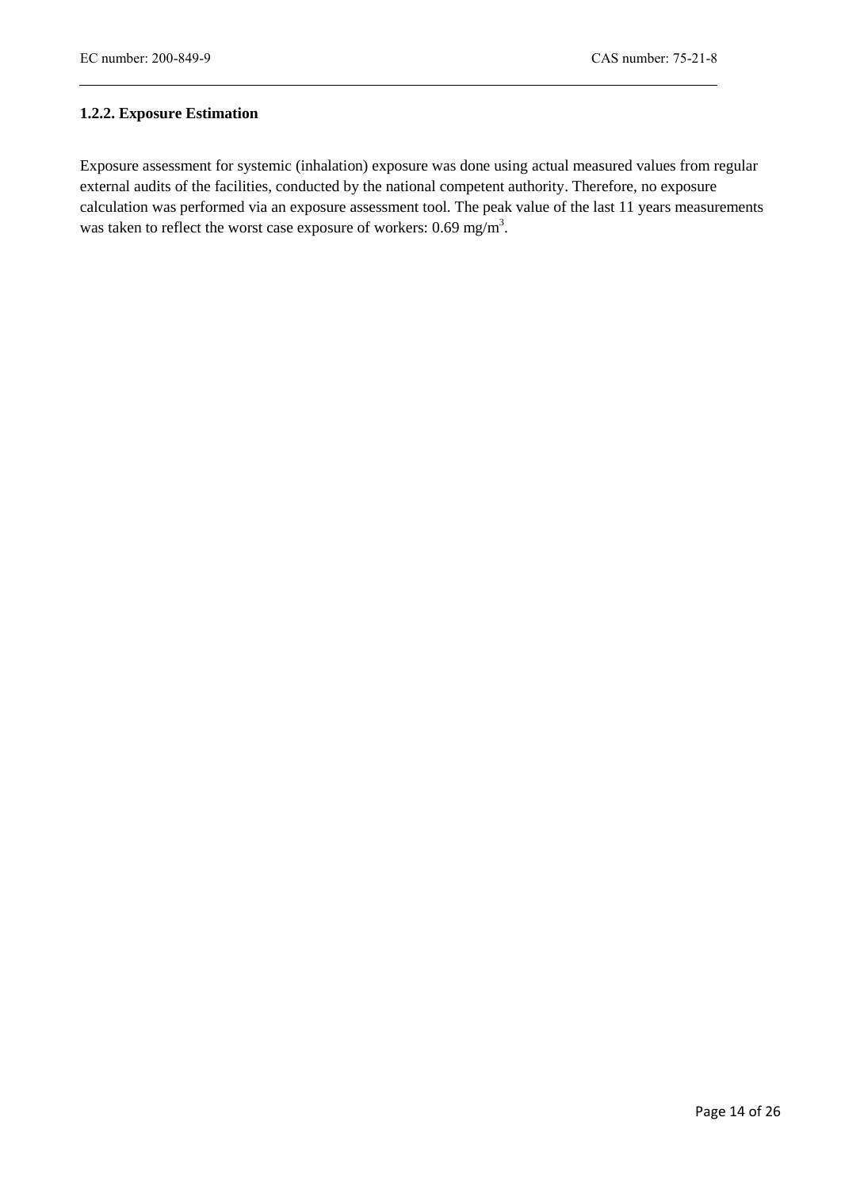### 1.2.2. Exposure Estimation

Exposure assessment for systemic (inhalation) exposure was done using actual measured values from regular external audits of the facilities, conducted by the national competent authority. Therefore, no exposure calculation was performed via an exposure assessment tool. The peak value of the last 11 years measurements was taken to reflect the worst case exposure of workers: 0.69 $mg/m^3$.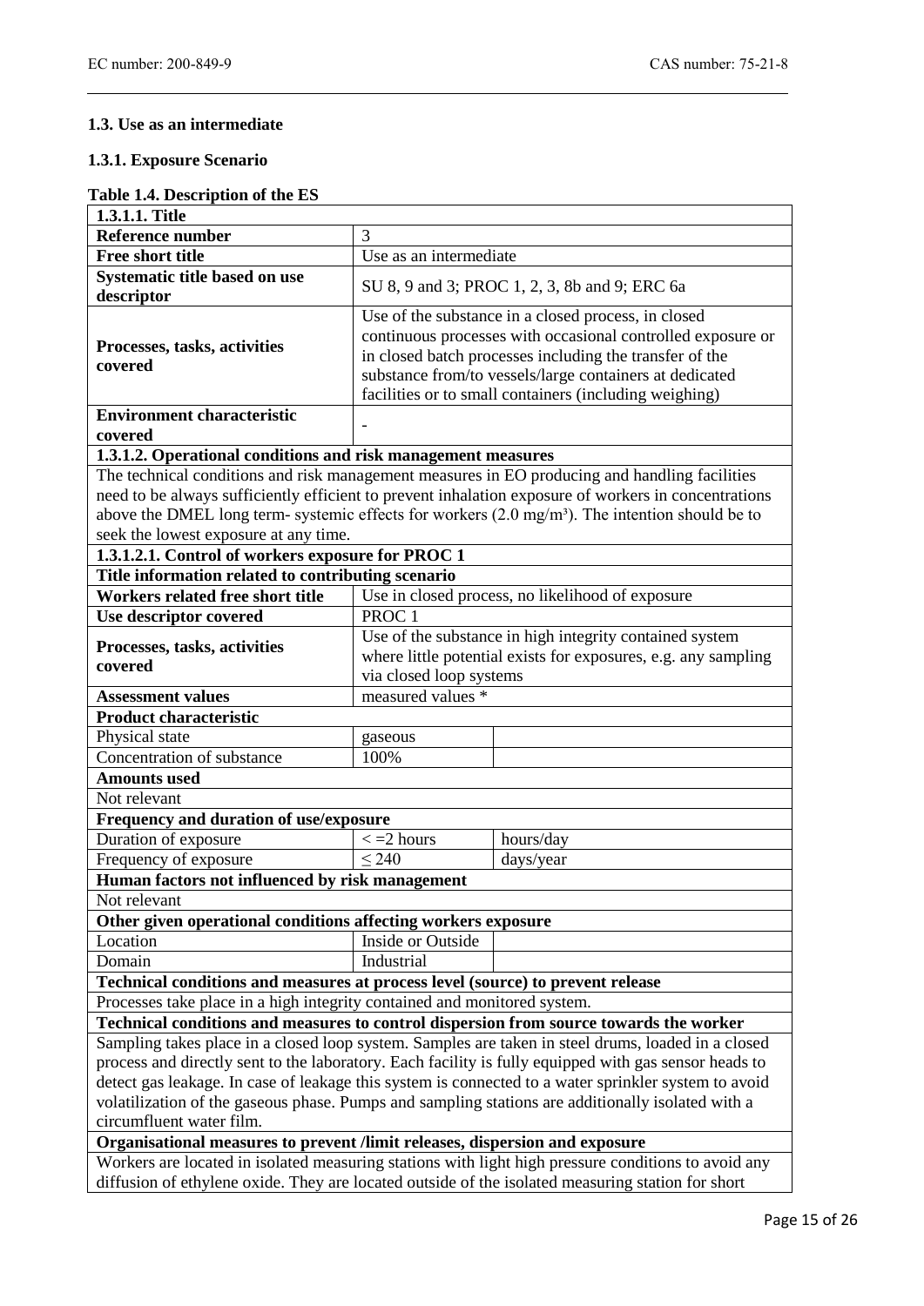### 1.3. Use as an intermediate

#### 1.3.1. Exposure Scenario

**Table 1.4. Description of the ES**

| **1.3.1.1. Title** | | |
|---|---|---|
| **Reference number** | 3 | |
| **Free short title** | Use as an intermediate | |
| **Systematic title based on use descriptor** | SU 8, 9 and 3; PROC 1, 2, 3, 8b and 9; ERC 6a | |
| **Processes, tasks, activities covered** | Use of the substance in a closed process, in closed continuous processes with occasional controlled exposure or in closed batch processes including the transfer of the substance from/to vessels/large containers at dedicated facilities or to small containers (including weighing) | |
| **Environment characteristic covered** | - | |
| **1.3.1.2. Operational conditions and risk management measures** | | |
| The technical conditions and risk management measures in EO producing and handling facilities need to be always sufficiently efficient to prevent inhalation exposure of workers in concentrations above the DMEL long term- systemic effects for workers (2.0 mg/m³). The intention should be to seek the lowest exposure at any time. | | |
| **1.3.1.2.1. Control of workers exposure for PROC 1** | | |
| **Title information related to contributing scenario** | | |
| **Workers related free short title** | Use in closed process, no likelihood of exposure | |
| **Use descriptor covered** | PROC 1 | |
| **Processes, tasks, activities covered** | Use of the substance in high integrity contained system where little potential exists for exposures, e.g. any sampling via closed loop systems | |
| **Assessment values** | measured values * | |
| **Product characteristic** | | |
| Physical state | gaseous | |
| Concentration of substance | 100% | |
| **Amounts used** | | |
| Not relevant | | |
| **Frequency and duration of use/exposure** | | |
| Duration of exposure | < =2 hours | hours/day |
| Frequency of exposure | ≤ 240 | days/year |
| **Human factors not influenced by risk management** | | |
| Not relevant | | |
| **Other given operational conditions affecting workers exposure** | | |
| Location | Inside or Outside | |
| Domain | Industrial | |
| **Technical conditions and measures at process level (source) to prevent release** | | |
| Processes take place in a high integrity contained and monitored system. | | |
| **Technical conditions and measures to control dispersion from source towards the worker** | | |
| Sampling takes place in a closed loop system. Samples are taken in steel drums, loaded in a closed process and directly sent to the laboratory. Each facility is fully equipped with gas sensor heads to detect gas leakage. In case of leakage this system is connected to a water sprinkler system to avoid volatilization of the gaseous phase. Pumps and sampling stations are additionally isolated with a circumfluent water film. | | |
| **Organisational measures to prevent /limit releases, dispersion and exposure** | | |
| Workers are located in isolated measuring stations with light high pressure conditions to avoid any diffusion of ethylene oxide. They are located outside of the isolated measuring station for short | | |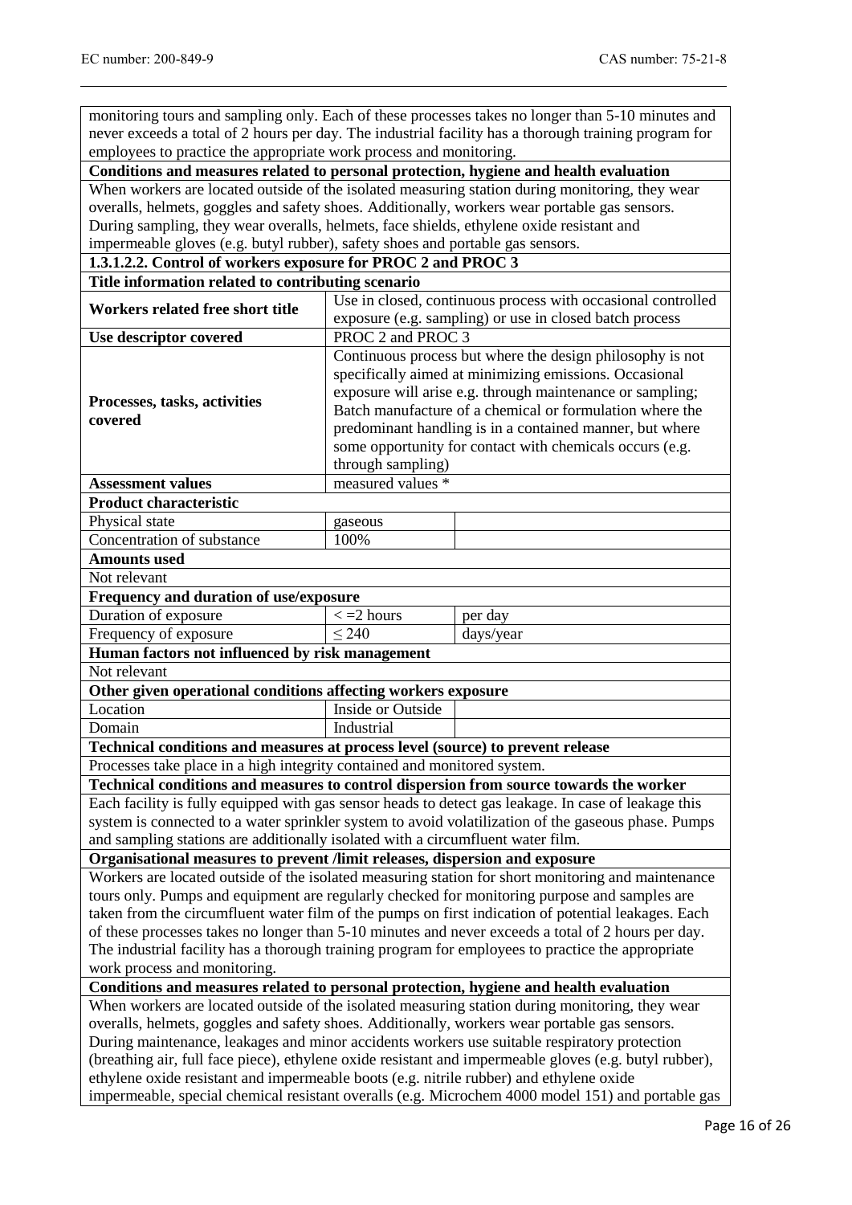| | | |
|---|---|---|
| monitoring tours and sampling only. Each of these processes takes no longer than 5-10 minutes and never exceeds a total of 2 hours per day. The industrial facility has a thorough training program for employees to practice the appropriate work process and monitoring. | | |
| **Conditions and measures related to personal protection, hygiene and health evaluation** | | |
| When workers are located outside of the isolated measuring station during monitoring, they wear overalls, helmets, goggles and safety shoes. Additionally, workers wear portable gas sensors. During sampling, they wear overalls, helmets, face shields, ethylene oxide resistant and impermeable gloves (e.g. butyl rubber), safety shoes and portable gas sensors. | | |
| **1.3.1.2.2. Control of workers exposure for PROC 2 and PROC 3** | | |
| **Title information related to contributing scenario** | | |
| **Workers related free short title** | Use in closed, continuous process with occasional controlled exposure (e.g. sampling) or use in closed batch process | |
| **Use descriptor covered** | PROC 2 and PROC 3 | |
| **Processes, tasks, activities covered** | Continuous process but where the design philosophy is not specifically aimed at minimizing emissions. Occasional exposure will arise e.g. through maintenance or sampling; Batch manufacture of a chemical or formulation where the predominant handling is in a contained manner, but where some opportunity for contact with chemicals occurs (e.g. through sampling) | |
| **Assessment values** | measured values * | |
| **Product characteristic** | | |
| Physical state | gaseous | |
| Concentration of substance | 100% | |
| **Amounts used** | | |
| Not relevant | | |
| **Frequency and duration of use/exposure** | | |
| Duration of exposure | < =2 hours | per day |
| Frequency of exposure | ≤ 240 | days/year |
| **Human factors not influenced by risk management** | | |
| Not relevant | | |
| **Other given operational conditions affecting workers exposure** | | |
| Location | Inside or Outside | |
| Domain | Industrial | |
| **Technical conditions and measures at process level (source) to prevent release** | | |
| Processes take place in a high integrity contained and monitored system. | | |
| **Technical conditions and measures to control dispersion from source towards the worker** | | |
| Each facility is fully equipped with gas sensor heads to detect gas leakage. In case of leakage this system is connected to a water sprinkler system to avoid volatilization of the gaseous phase. Pumps and sampling stations are additionally isolated with a circumfluent water film. | | |
| **Organisational measures to prevent /limit releases, dispersion and exposure** | | |
| Workers are located outside of the isolated measuring station for short monitoring and maintenance tours only. Pumps and equipment are regularly checked for monitoring purpose and samples are taken from the circumfluent water film of the pumps on first indication of potential leakages. Each of these processes takes no longer than 5-10 minutes and never exceeds a total of 2 hours per day. The industrial facility has a thorough training program for employees to practice the appropriate work process and monitoring. | | |
| **Conditions and measures related to personal protection, hygiene and health evaluation** | | |
| When workers are located outside of the isolated measuring station during monitoring, they wear overalls, helmets, goggles and safety shoes. Additionally, workers wear portable gas sensors. During maintenance, leakages and minor accidents workers use suitable respiratory protection (breathing air, full face piece), ethylene oxide resistant and impermeable gloves (e.g. butyl rubber), ethylene oxide resistant and impermeable boots (e.g. nitrile rubber) and ethylene oxide impermeable, special chemical resistant overalls (e.g. Microchem 4000 model 151) and portable gas | | |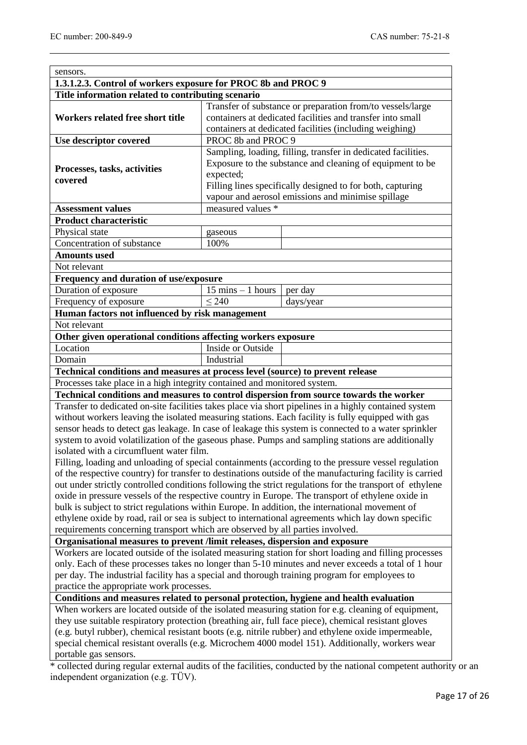| sensors. | | |
|---|---|---|
| **1.3.1.2.3. Control of workers exposure for PROC 8b and PROC 9** | | |
| **Title information related to contributing scenario** | | |
| **Workers related free short title** | Transfer of substance or preparation from/to vessels/large containers at dedicated facilities and transfer into small containers at dedicated facilities (including weighing) | |
| **Use descriptor covered** | PROC 8b and PROC 9 | |
| **Processes, tasks, activities covered** | Sampling, loading, filling, transfer in dedicated facilities. Exposure to the substance and cleaning of equipment to be expected;<br>Filling lines specifically designed to for both, capturing vapour and aerosol emissions and minimise spillage | |
| **Assessment values** | measured values * | |
| **Product characteristic** | | |
| Physical state | gaseous | |
| Concentration of substance | 100% | |
| **Amounts used** | | |
| Not relevant | | |
| **Frequency and duration of use/exposure** | | |
| Duration of exposure | 15 mins – 1 hours | per day |
| Frequency of exposure | ≤ 240 | days/year |
| **Human factors not influenced by risk management** | | |
| Not relevant | | |
| **Other given operational conditions affecting workers exposure** | | |
| Location | Inside or Outside | |
| Domain | Industrial | |
| **Technical conditions and measures at process level (source) to prevent release** | | |
| Processes take place in a high integrity contained and monitored system. | | |
| **Technical conditions and measures to control dispersion from source towards the worker** | | |
| Transfer to dedicated on-site facilities takes place via short pipelines in a highly contained system without workers leaving the isolated measuring stations. Each facility is fully equipped with gas sensor heads to detect gas leakage. In case of leakage this system is connected to a water sprinkler system to avoid volatilization of the gaseous phase. Pumps and sampling stations are additionally isolated with a circumfluent water film.<br>Filling, loading and unloading of special containments (according to the pressure vessel regulation of the respective country) for transfer to destinations outside of the manufacturing facility is carried out under strictly controlled conditions following the strict regulations for the transport of ethylene oxide in pressure vessels of the respective country in Europe. The transport of ethylene oxide in bulk is subject to strict regulations within Europe. In addition, the international movement of ethylene oxide by road, rail or sea is subject to international agreements which lay down specific requirements concerning transport which are observed by all parties involved. | | |
| **Organisational measures to prevent /limit releases, dispersion and exposure** | | |
| Workers are located outside of the isolated measuring station for short loading and filling processes only. Each of these processes takes no longer than 5-10 minutes and never exceeds a total of 1 hour per day. The industrial facility has a special and thorough training program for employees to practice the appropriate work processes. | | |
| **Conditions and measures related to personal protection, hygiene and health evaluation** | | |
| When workers are located outside of the isolated measuring station for e.g. cleaning of equipment, they use suitable respiratory protection (breathing air, full face piece), chemical resistant gloves (e.g. butyl rubber), chemical resistant boots (e.g. nitrile rubber) and ethylene oxide impermeable, special chemical resistant overalls (e.g. Microchem 4000 model 151). Additionally, workers wear portable gas sensors. | | |

* collected during regular external audits of the facilities, conducted by the national competent authority or an independent organization (e.g. TÜV).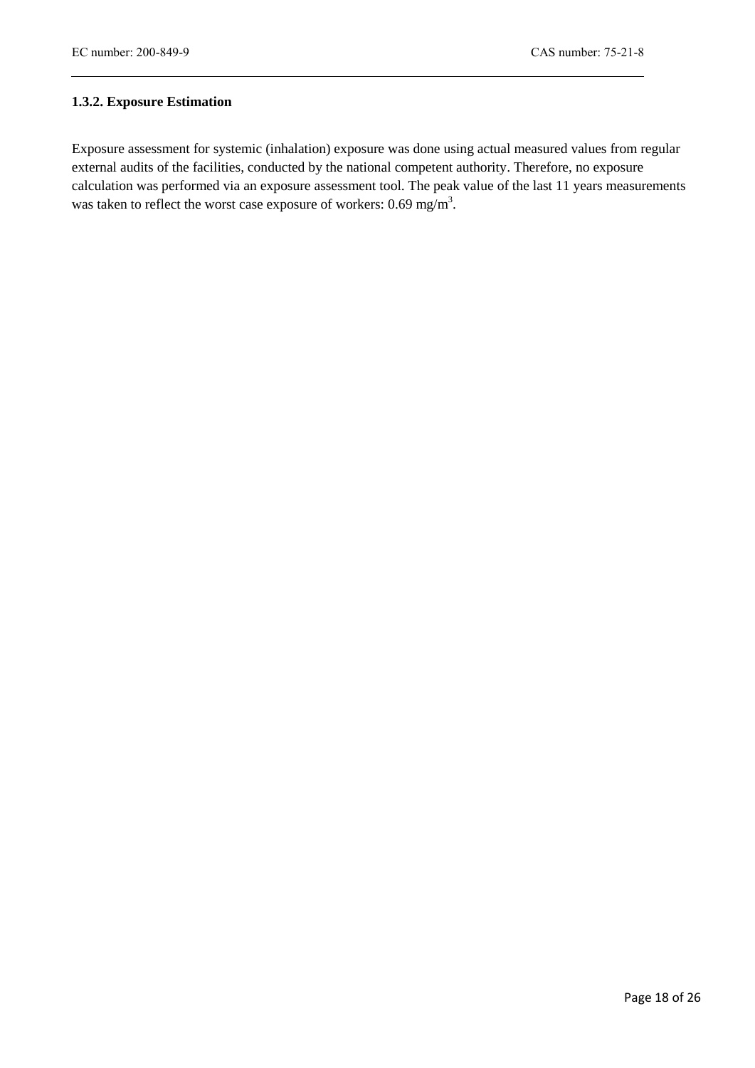### 1.3.2. Exposure Estimation

Exposure assessment for systemic (inhalation) exposure was done using actual measured values from regular external audits of the facilities, conducted by the national competent authority. Therefore, no exposure calculation was performed via an exposure assessment tool. The peak value of the last 11 years measurements was taken to reflect the worst case exposure of workers: 0.69 $mg/m^3$.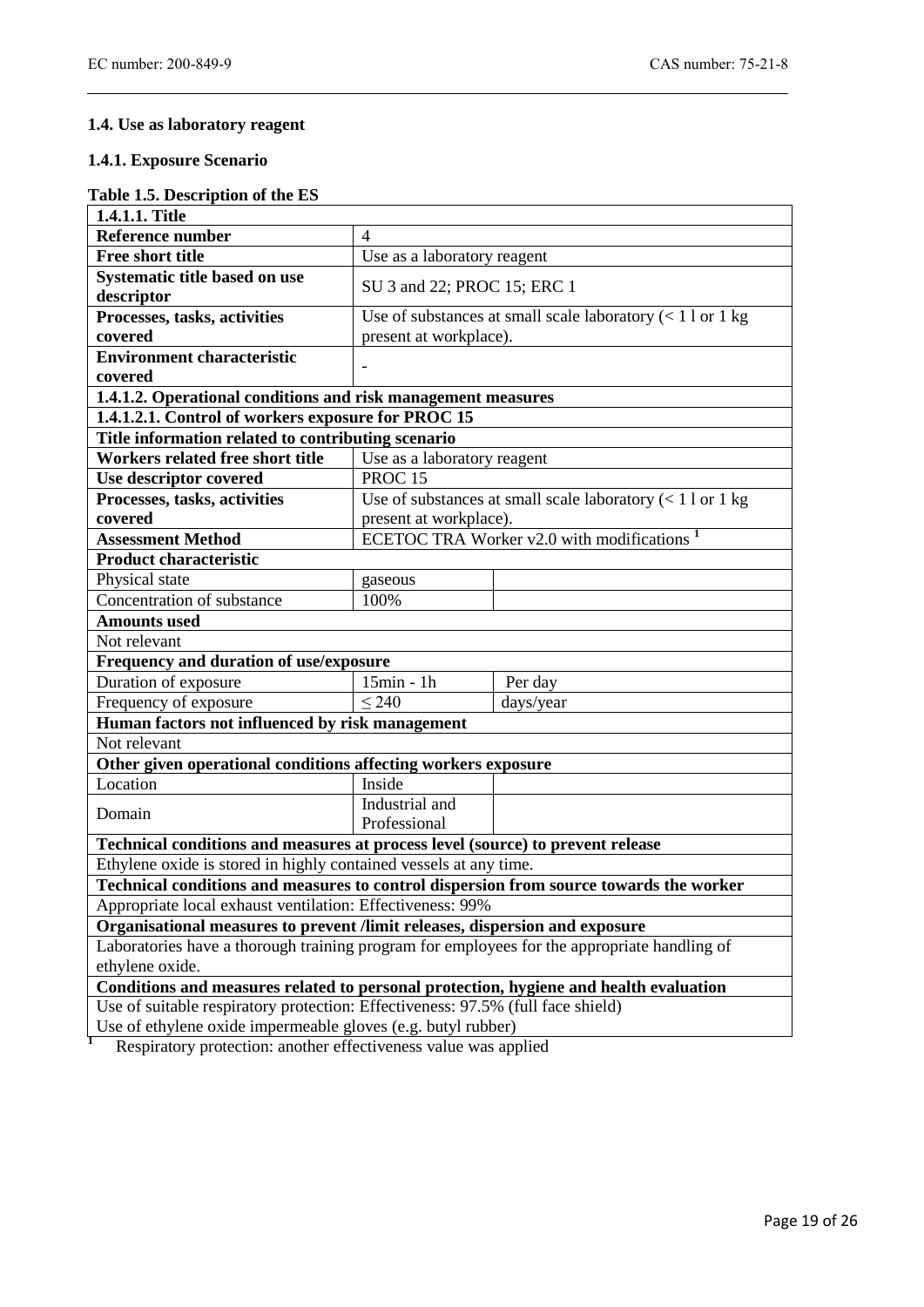## 1.4. Use as laboratory reagent

### 1.4.1. Exposure Scenario

**Table 1.5. Description of the ES**

| **1.4.1.1. Title** | | |
|---|---|---|
| **Reference number** | 4 | |
| **Free short title** | Use as a laboratory reagent | |
| **Systematic title based on use descriptor** | SU 3 and 22; PROC 15; ERC 1 | |
| **Processes, tasks, activities covered** | Use of substances at small scale laboratory (< 1 l or 1 kg present at workplace). | |
| **Environment characteristic covered** | - | |
| **1.4.1.2. Operational conditions and risk management measures** | | |
| **1.4.1.2.1. Control of workers exposure for PROC 15** | | |
| **Title information related to contributing scenario** | | |
| **Workers related free short title** | Use as a laboratory reagent | |
| **Use descriptor covered** | PROC 15 | |
| **Processes, tasks, activities covered** | Use of substances at small scale laboratory (< 1 l or 1 kg present at workplace). | |
| **Assessment Method** | ECETOC TRA Worker v2.0 with modifications [1] | |
| **Product characteristic** | | |
| Physical state | gaseous | |
| Concentration of substance | 100% | |
| **Amounts used** | | |
| Not relevant | | |
| **Frequency and duration of use/exposure** | | |
| Duration of exposure | 15min - 1h | Per day |
| Frequency of exposure | ≤ 240 | days/year |
| **Human factors not influenced by risk management** | | |
| Not relevant | | |
| **Other given operational conditions affecting workers exposure** | | |
| Location | Inside | |
| Domain | Industrial and Professional | |
| **Technical conditions and measures at process level (source) to prevent release** | | |
| Ethylene oxide is stored in highly contained vessels at any time. | | |
| **Technical conditions and measures to control dispersion from source towards the worker** | | |
| Appropriate local exhaust ventilation: Effectiveness: 99% | | |
| **Organisational measures to prevent /limit releases, dispersion and exposure** | | |
| Laboratories have a thorough training program for employees for the appropriate handling of ethylene oxide. | | |
| **Conditions and measures related to personal protection, hygiene and health evaluation** | | |
| Use of suitable respiratory protection: Effectiveness: 97.5% (full face shield)<br>Use of ethylene oxide impermeable gloves (e.g. butyl rubber) | | |

[1] Respiratory protection: another effectiveness value was applied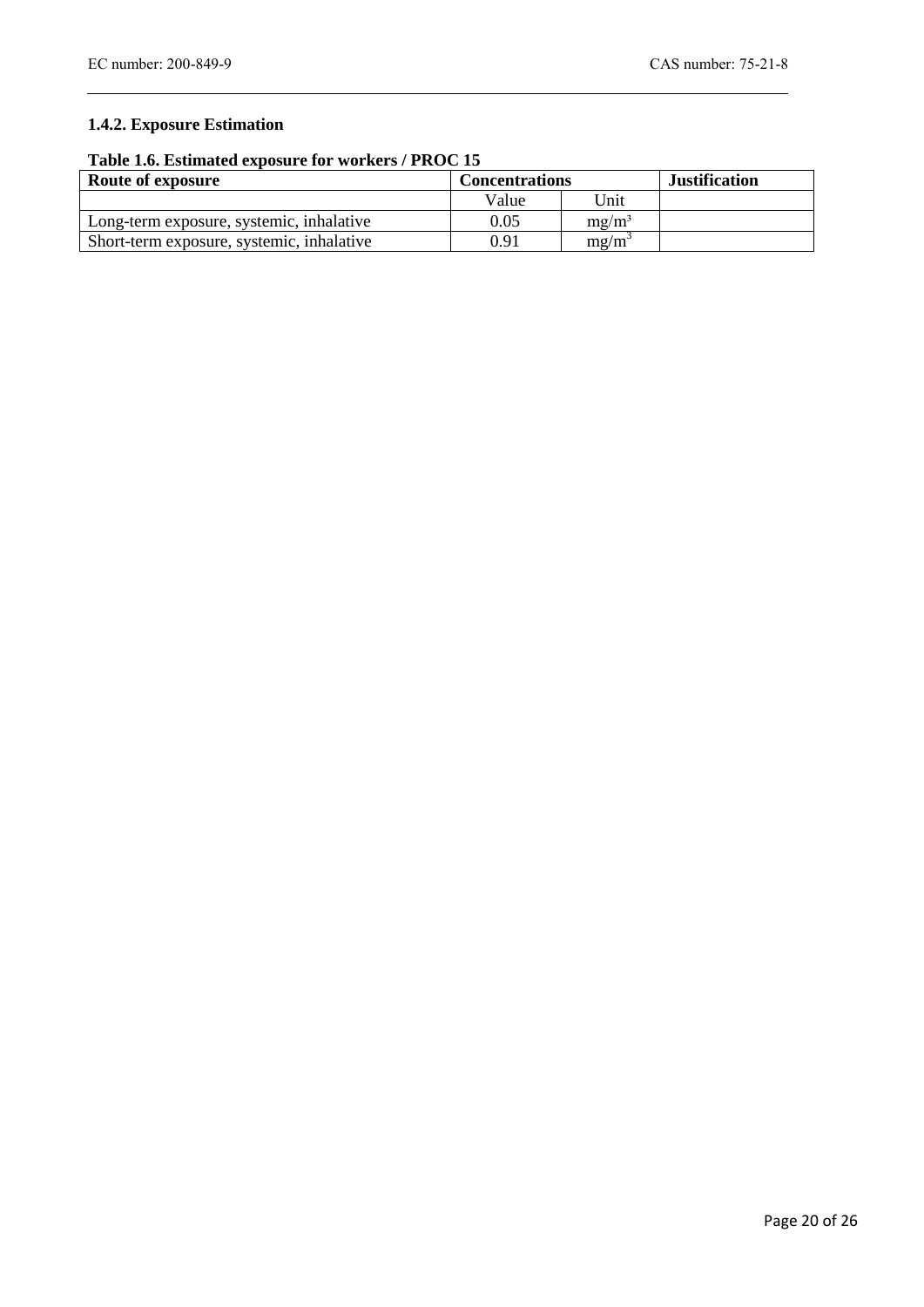### 1.4.2. Exposure Estimation

**Table 1.6. Estimated exposure for workers / PROC 15**

| Route of exposure | Concentrations | | Justification |
|---|---|---|---|
| | Value | Unit | |
| Long-term exposure, systemic, inhalative | 0.05 | $mg/m^3$ | |
| Short-term exposure, systemic, inhalative | 0.91 | $mg/m^3$ | |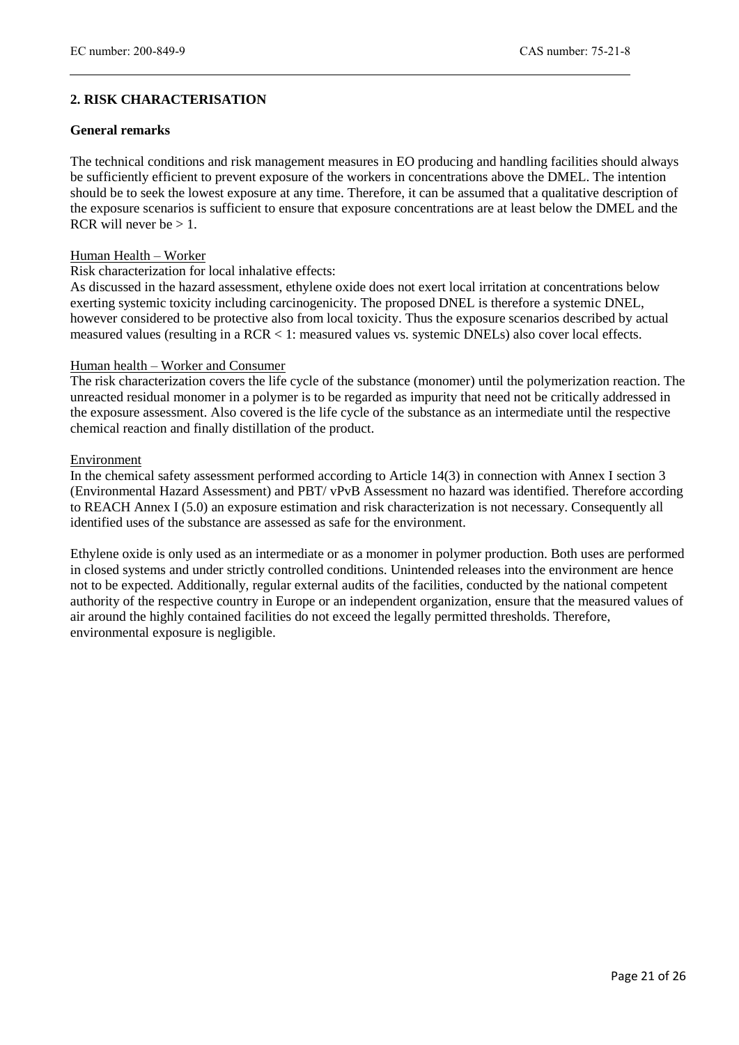## 2. RISK CHARACTERISATION

**General remarks**

The technical conditions and risk management measures in EO producing and handling facilities should always be sufficiently efficient to prevent exposure of the workers in concentrations above the DMEL. The intention should be to seek the lowest exposure at any time. Therefore, it can be assumed that a qualitative description of the exposure scenarios is sufficient to ensure that exposure concentrations are at least below the DMEL and the RCR will never be > 1.

<u>Human Health – Worker</u>

Risk characterization for local inhalative effects:

As discussed in the hazard assessment, ethylene oxide does not exert local irritation at concentrations below exerting systemic toxicity including carcinogenicity. The proposed DNEL is therefore a systemic DNEL, however considered to be protective also from local toxicity. Thus the exposure scenarios described by actual measured values (resulting in a RCR < 1: measured values vs. systemic DNELs) also cover local effects.

<u>Human health – Worker and Consumer</u>

The risk characterization covers the life cycle of the substance (monomer) until the polymerization reaction. The unreacted residual monomer in a polymer is to be regarded as impurity that need not be critically addressed in the exposure assessment. Also covered is the life cycle of the substance as an intermediate until the respective chemical reaction and finally distillation of the product.

<u>Environment</u>

In the chemical safety assessment performed according to Article 14(3) in connection with Annex I section 3 (Environmental Hazard Assessment) and PBT/ vPvB Assessment no hazard was identified. Therefore according to REACH Annex I (5.0) an exposure estimation and risk characterization is not necessary. Consequently all identified uses of the substance are assessed as safe for the environment.

Ethylene oxide is only used as an intermediate or as a monomer in polymer production. Both uses are performed in closed systems and under strictly controlled conditions. Unintended releases into the environment are hence not to be expected. Additionally, regular external audits of the facilities, conducted by the national competent authority of the respective country in Europe or an independent organization, ensure that the measured values of air around the highly contained facilities do not exceed the legally permitted thresholds. Therefore, environmental exposure is negligible.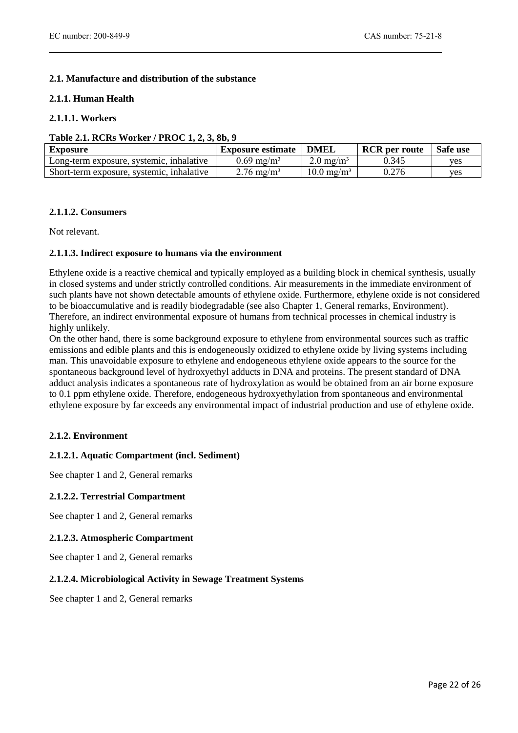## 2.1. Manufacture and distribution of the substance

### 2.1.1. Human Health

#### 2.1.1.1. Workers

**Table 2.1. RCRs Worker / PROC 1, 2, 3, 8b, 9**

| Exposure | Exposure estimate | DMEL | RCR per route | Safe use |
|---|---|---|---|---|
| Long-term exposure, systemic, inhalative | 0.69 mg/m³ | 2.0 mg/m³ | 0.345 | yes |
| Short-term exposure, systemic, inhalative | 2.76 mg/m³ | 10.0 mg/m³ | 0.276 | yes |

#### 2.1.1.2. Consumers

Not relevant.

#### 2.1.1.3. Indirect exposure to humans via the environment

Ethylene oxide is a reactive chemical and typically employed as a building block in chemical synthesis, usually in closed systems and under strictly controlled conditions. Air measurements in the immediate environment of such plants have not shown detectable amounts of ethylene oxide. Furthermore, ethylene oxide is not considered to be bioaccumulative and is readily biodegradable (see also Chapter 1, General remarks, Environment). Therefore, an indirect environmental exposure of humans from technical processes in chemical industry is highly unlikely.

On the other hand, there is some background exposure to ethylene from environmental sources such as traffic emissions and edible plants and this is endogeneously oxidized to ethylene oxide by living systems including man. This unavoidable exposure to ethylene and endogeneous ethylene oxide appears to the source for the spontaneous background level of hydroxyethyl adducts in DNA and proteins. The present standard of DNA adduct analysis indicates a spontaneous rate of hydroxylation as would be obtained from an air borne exposure to 0.1 ppm ethylene oxide. Therefore, endogeneous hydroxyethylation from spontaneous and environmental ethylene exposure by far exceeds any environmental impact of industrial production and use of ethylene oxide.

### 2.1.2. Environment

#### 2.1.2.1. Aquatic Compartment (incl. Sediment)

See chapter 1 and 2, General remarks

#### 2.1.2.2. Terrestrial Compartment

See chapter 1 and 2, General remarks

#### 2.1.2.3. Atmospheric Compartment

See chapter 1 and 2, General remarks

#### 2.1.2.4. Microbiological Activity in Sewage Treatment Systems

See chapter 1 and 2, General remarks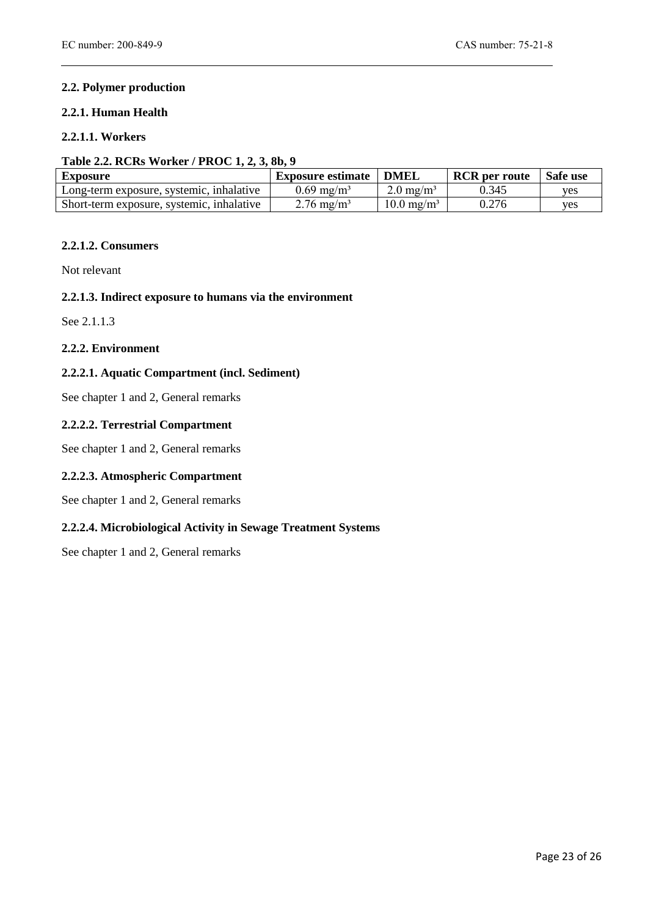### 2.2. Polymer production

#### 2.2.1. Human Health

##### 2.2.1.1. Workers

**Table 2.2. RCRs Worker / PROC 1, 2, 3, 8b, 9**

| Exposure | Exposure estimate | DMEL | RCR per route | Safe use |
|---|---|---|---|---|
| Long-term exposure, systemic, inhalative | 0.69 mg/m³ | 2.0 mg/m³ | 0.345 | yes |
| Short-term exposure, systemic, inhalative | 2.76 mg/m³ | 10.0 mg/m³ | 0.276 | yes |

##### 2.2.1.2. Consumers

Not relevant

##### 2.2.1.3. Indirect exposure to humans via the environment

See 2.1.1.3

#### 2.2.2. Environment

##### 2.2.2.1. Aquatic Compartment (incl. Sediment)

See chapter 1 and 2, General remarks

##### 2.2.2.2. Terrestrial Compartment

See chapter 1 and 2, General remarks

##### 2.2.2.3. Atmospheric Compartment

See chapter 1 and 2, General remarks

##### 2.2.2.4. Microbiological Activity in Sewage Treatment Systems

See chapter 1 and 2, General remarks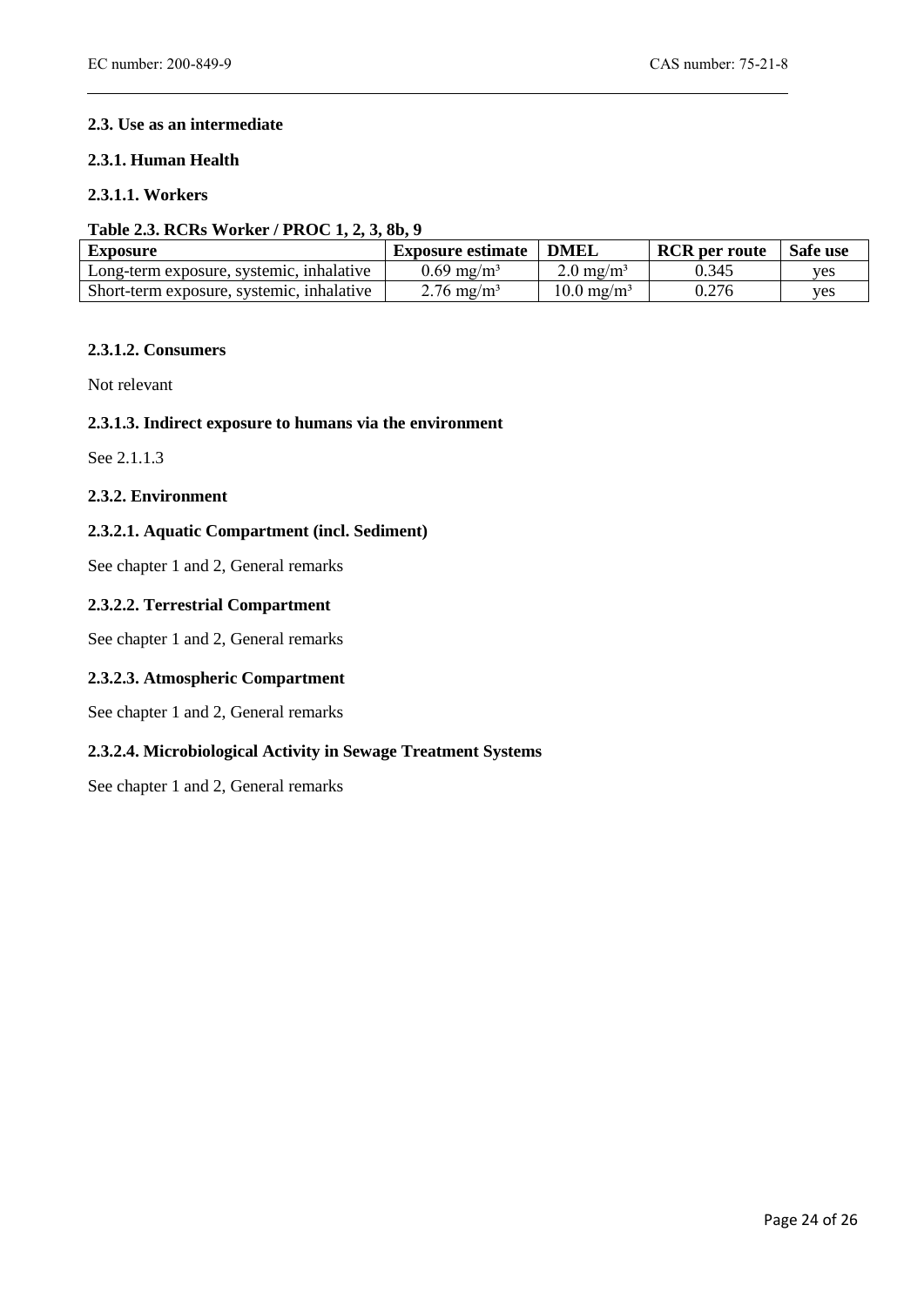### 2.3. Use as an intermediate

#### 2.3.1. Human Health

##### 2.3.1.1. Workers

**Table 2.3. RCRs Worker / PROC 1, 2, 3, 8b, 9**

| Exposure | Exposure estimate | DMEL | RCR per route | Safe use |
|---|---|---|---|---|
| Long-term exposure, systemic, inhalative | 0.69 mg/m³ | 2.0 mg/m³ | 0.345 | yes |
| Short-term exposure, systemic, inhalative | 2.76 mg/m³ | 10.0 mg/m³ | 0.276 | yes |

##### 2.3.1.2. Consumers

Not relevant

##### 2.3.1.3. Indirect exposure to humans via the environment

See 2.1.1.3

#### 2.3.2. Environment

##### 2.3.2.1. Aquatic Compartment (incl. Sediment)

See chapter 1 and 2, General remarks

##### 2.3.2.2. Terrestrial Compartment

See chapter 1 and 2, General remarks

##### 2.3.2.3. Atmospheric Compartment

See chapter 1 and 2, General remarks

##### 2.3.2.4. Microbiological Activity in Sewage Treatment Systems

See chapter 1 and 2, General remarks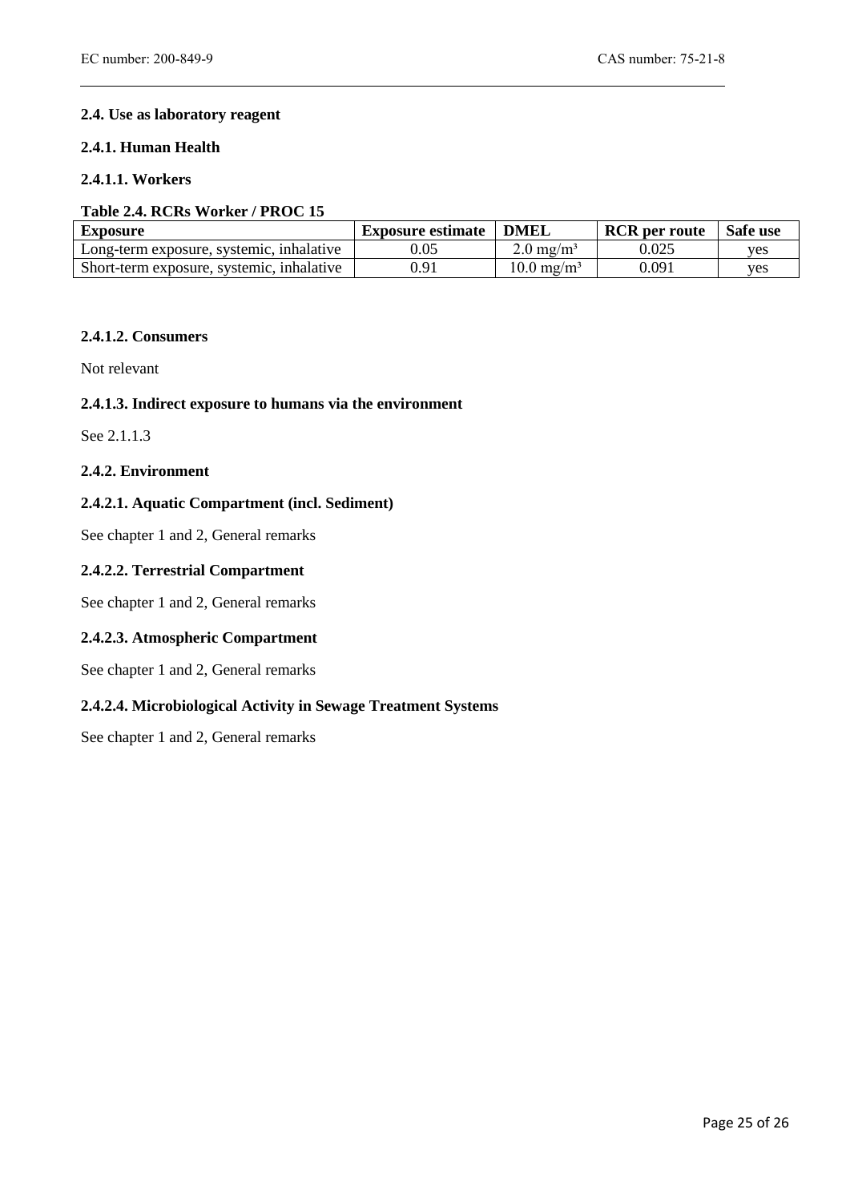### 2.4. Use as laboratory reagent

#### 2.4.1. Human Health

##### 2.4.1.1. Workers

**Table 2.4. RCRs Worker / PROC 15**

| Exposure | Exposure estimate | DMEL | RCR per route | Safe use |
|---|---|---|---|---|
| Long-term exposure, systemic, inhalative | 0.05 | 2.0 mg/m³ | 0.025 | yes |
| Short-term exposure, systemic, inhalative | 0.91 | 10.0 mg/m³ | 0.091 | yes |

##### 2.4.1.2. Consumers

Not relevant

##### 2.4.1.3. Indirect exposure to humans via the environment

See 2.1.1.3

#### 2.4.2. Environment

##### 2.4.2.1. Aquatic Compartment (incl. Sediment)

See chapter 1 and 2, General remarks

##### 2.4.2.2. Terrestrial Compartment

See chapter 1 and 2, General remarks

##### 2.4.2.3. Atmospheric Compartment

See chapter 1 and 2, General remarks

##### 2.4.2.4. Microbiological Activity in Sewage Treatment Systems

See chapter 1 and 2, General remarks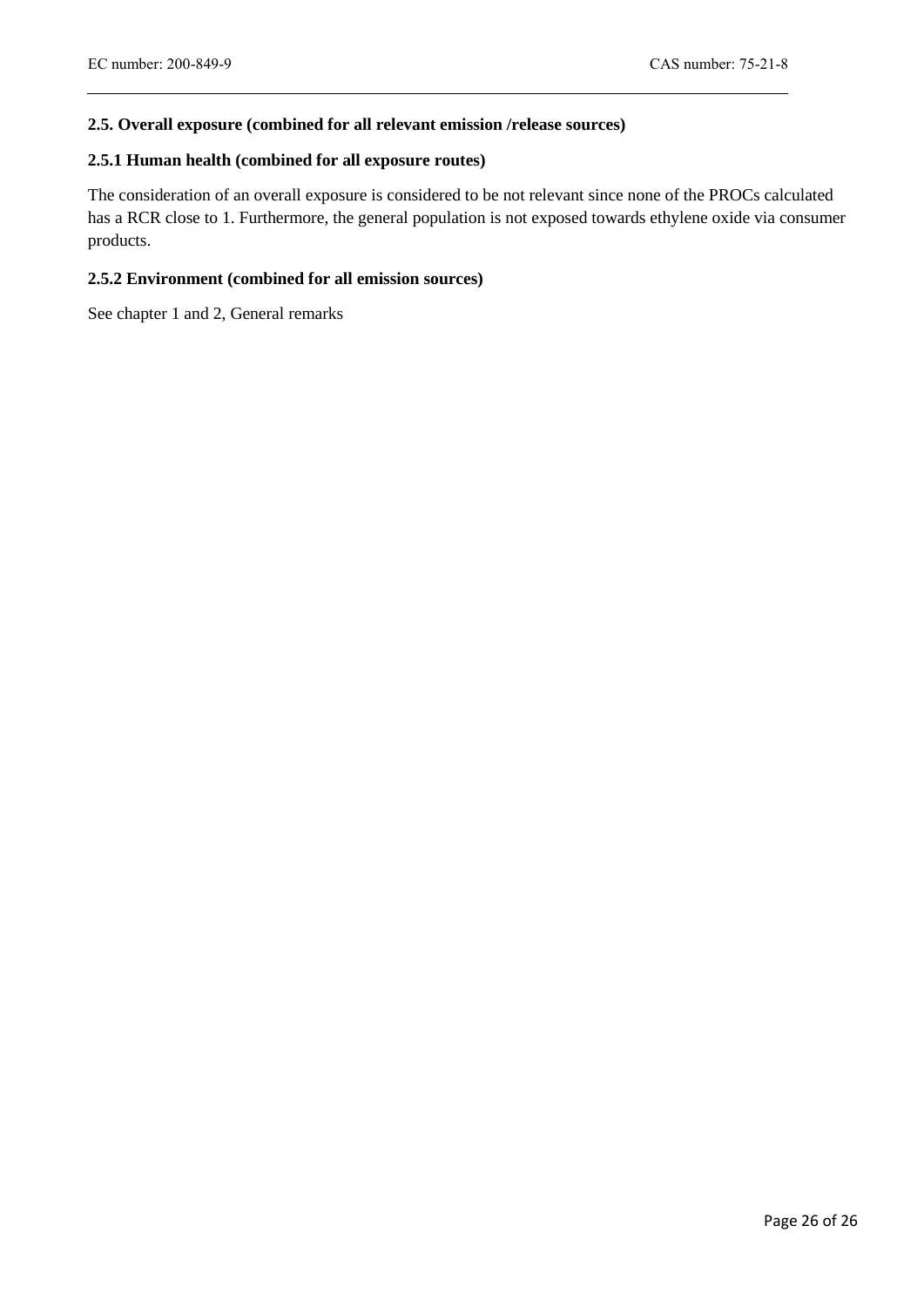### 2.5. Overall exposure (combined for all relevant emission /release sources)

#### 2.5.1 Human health (combined for all exposure routes)

The consideration of an overall exposure is considered to be not relevant since none of the PROCs calculated has a RCR close to 1. Furthermore, the general population is not exposed towards ethylene oxide via consumer products.

#### 2.5.2 Environment (combined for all emission sources)

See chapter 1 and 2, General remarks